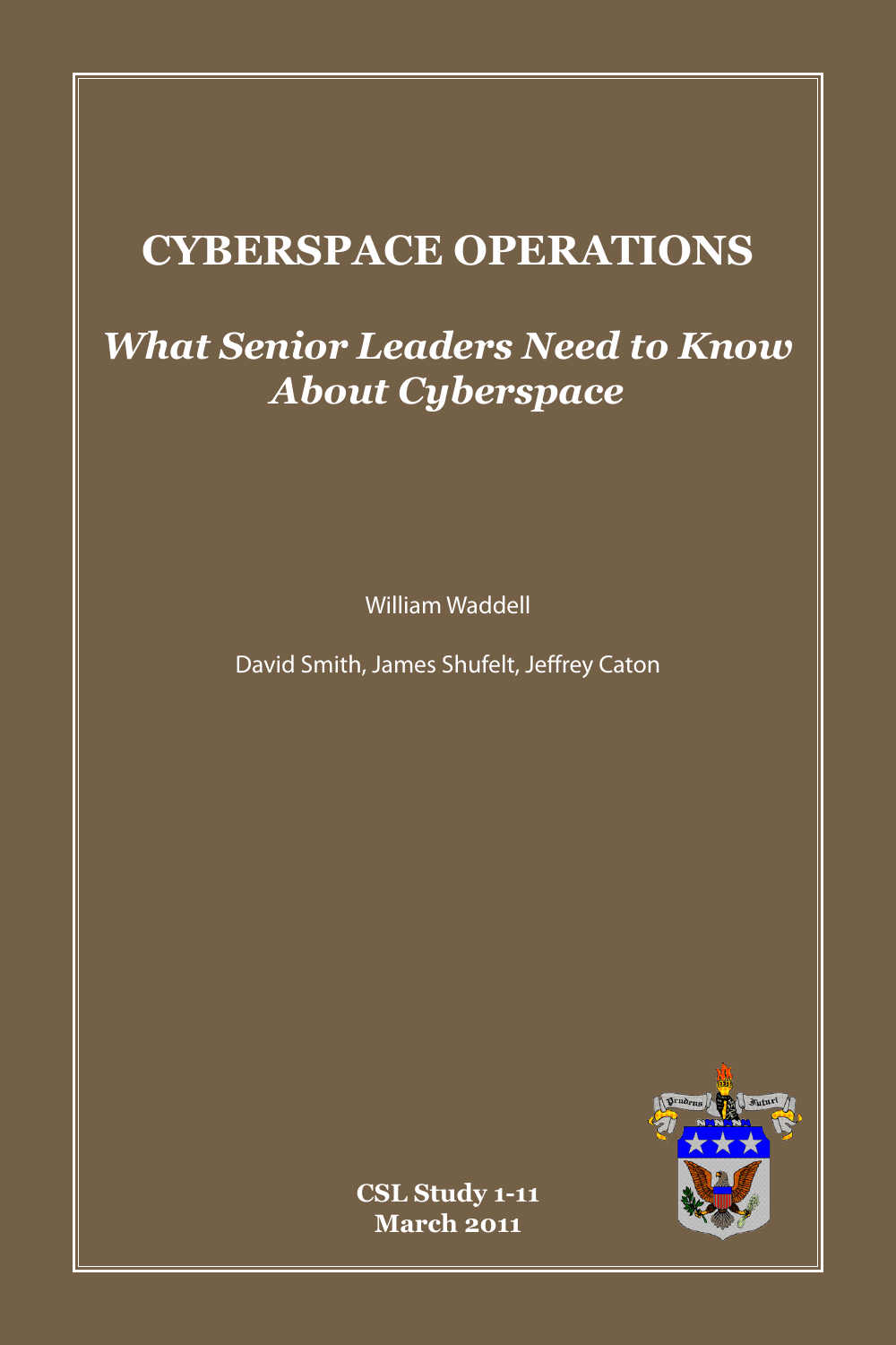# CYBERSPACE OPERATIONS

## *What Senior Leaders Need to Know About Cyberspace*

William Waddell

David Smith, James Shufelt, Jeffrey Caton

**CSL Study 1-11**
**March 2011**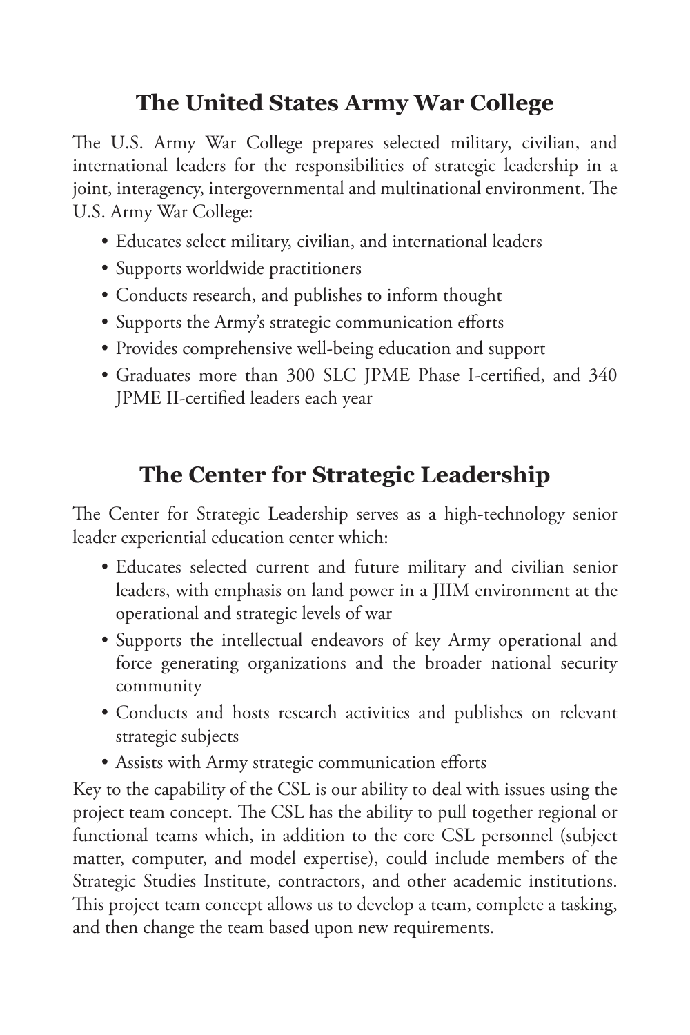## The United States Army War College

The U.S. Army War College prepares selected military, civilian, and international leaders for the responsibilities of strategic leadership in a joint, interagency, intergovernmental and multinational environment. The U.S. Army War College:

- Educates select military, civilian, and international leaders
- Supports worldwide practitioners
- Conducts research, and publishes to inform thought
- Supports the Army's strategic communication efforts
- Provides comprehensive well-being education and support
- Graduates more than 300 SLC JPME Phase I-certified, and 340 JPME II-certified leaders each year

## The Center for Strategic Leadership

The Center for Strategic Leadership serves as a high-technology senior leader experiential education center which:

- Educates selected current and future military and civilian senior leaders, with emphasis on land power in a JIIM environment at the operational and strategic levels of war
- Supports the intellectual endeavors of key Army operational and force generating organizations and the broader national security community
- Conducts and hosts research activities and publishes on relevant strategic subjects
- Assists with Army strategic communication efforts

Key to the capability of the CSL is our ability to deal with issues using the project team concept. The CSL has the ability to pull together regional or functional teams which, in addition to the core CSL personnel (subject matter, computer, and model expertise), could include members of the Strategic Studies Institute, contractors, and other academic institutions. This project team concept allows us to develop a team, complete a tasking, and then change the team based upon new requirements.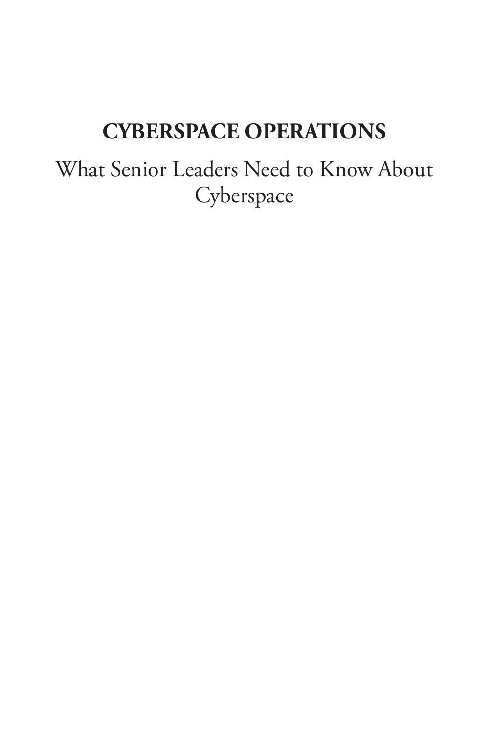# CYBERSPACE OPERATIONS

What Senior Leaders Need to Know About Cyberspace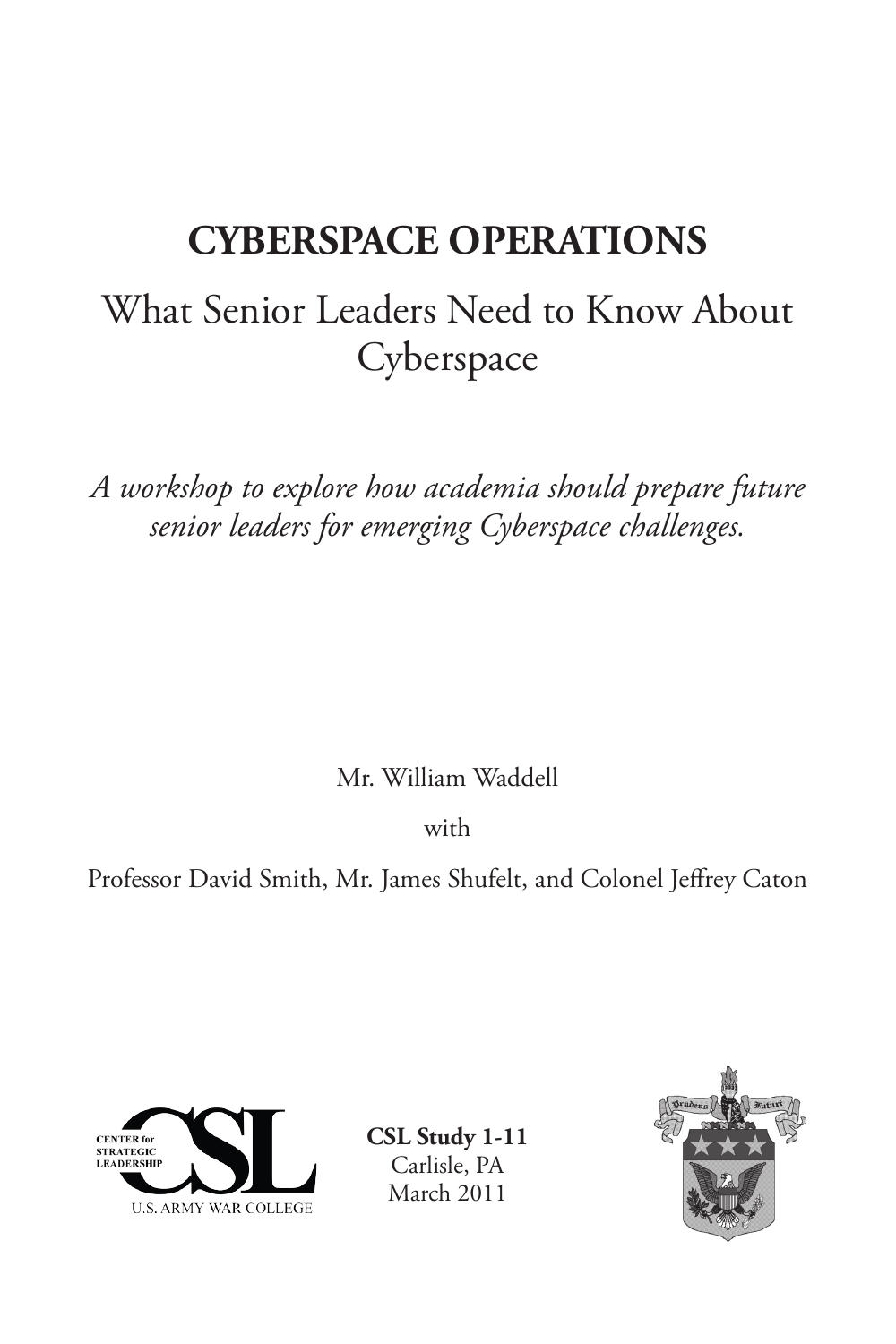# CYBERSPACE OPERATIONS

## What Senior Leaders Need to Know About Cyberspace

*A workshop to explore how academia should prepare future senior leaders for emerging Cyberspace challenges.*

Mr. William Waddell

with

Professor David Smith, Mr. James Shufelt, and Colonel Jeffrey Caton

CENTER for STRATEGIC LEADERSHIP
U.S. ARMY WAR COLLEGE

**CSL Study 1-11**
Carlisle, PA
March 2011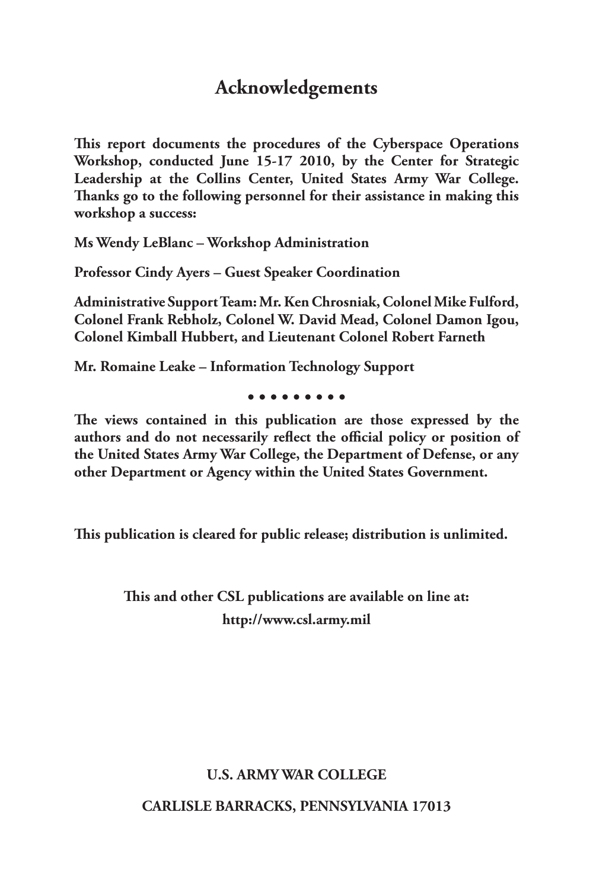# Acknowledgements

**This report documents the procedures of the Cyberspace Operations Workshop, conducted June 15-17 2010, by the Center for Strategic Leadership at the Collins Center, United States Army War College. Thanks go to the following personnel for their assistance in making this workshop a success:**

**Ms Wendy LeBlanc – Workshop Administration**

**Professor Cindy Ayers – Guest Speaker Coordination**

**Administrative Support Team: Mr. Ken Chrosniak, Colonel Mike Fulford, Colonel Frank Rebholz, Colonel W. David Mead, Colonel Damon Igou, Colonel Kimball Hubbert, and Lieutenant Colonel Robert Farneth**

**Mr. Romaine Leake – Information Technology Support**

• • • • • • • • •

**The views contained in this publication are those expressed by the authors and do not necessarily reflect the official policy or position of the United States Army War College, the Department of Defense, or any other Department or Agency within the United States Government.**

**This publication is cleared for public release; distribution is unlimited.**

**This and other CSL publications are available on line at:**
**http://www.csl.army.mil**

**U.S. ARMY WAR COLLEGE**

**CARLISLE BARRACKS, PENNSYLVANIA 17013**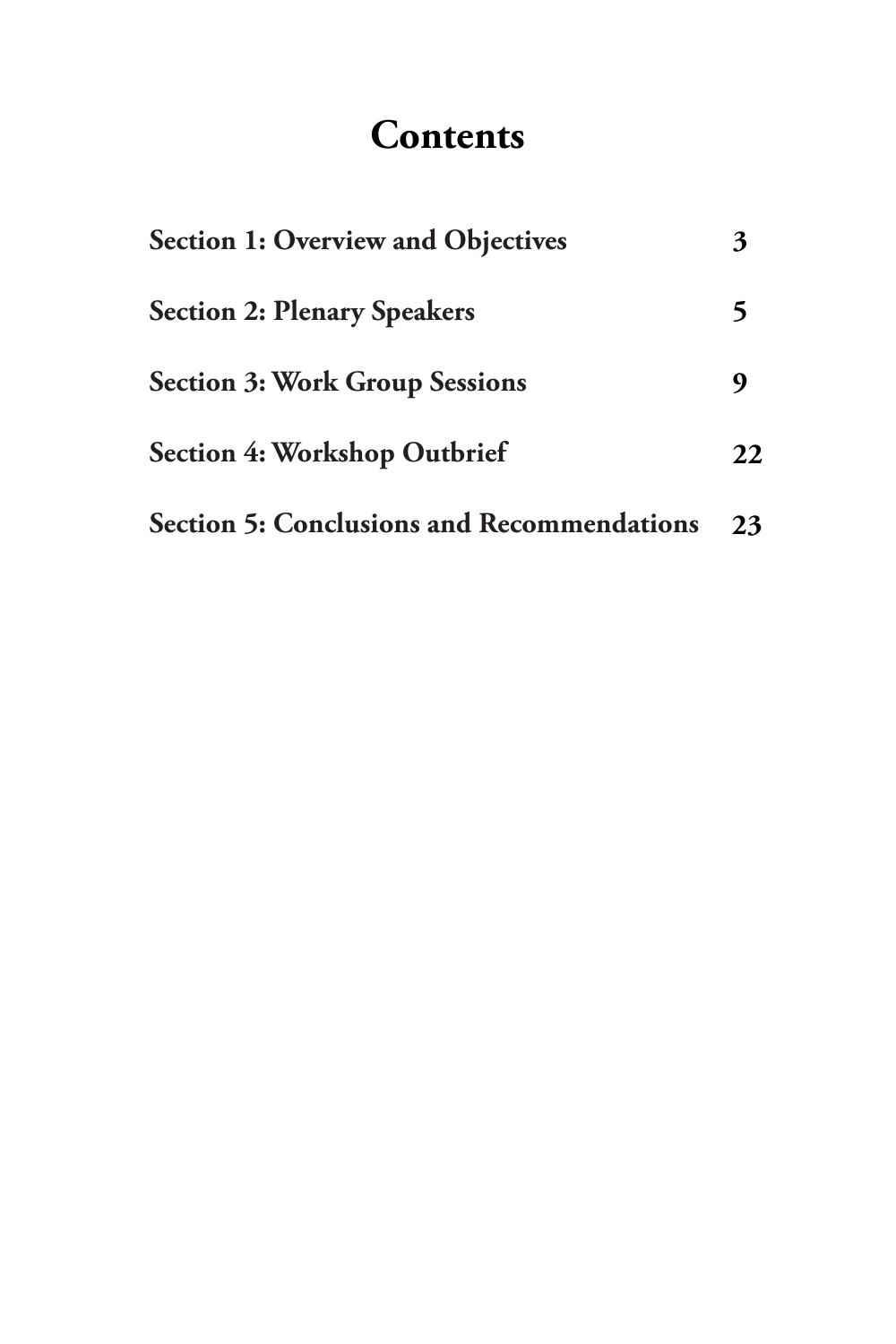# Contents

| | |
|---|---|
| **Section 1: Overview and Objectives** | **3** |
| **Section 2: Plenary Speakers** | **5** |
| **Section 3: Work Group Sessions** | **9** |
| **Section 4: Workshop Outbrief** | **22** |
| **Section 5: Conclusions and Recommendations** | **23** |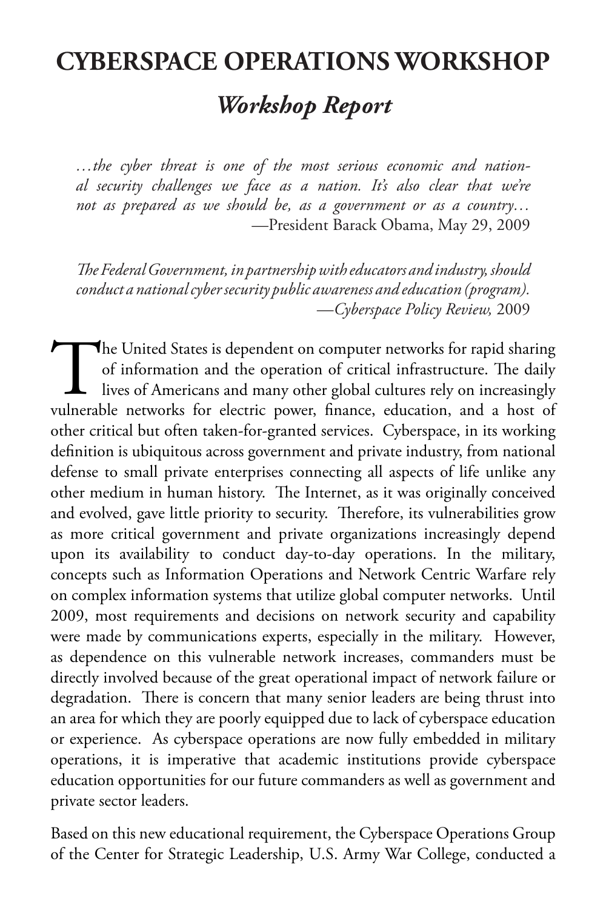# CYBERSPACE OPERATIONS WORKSHOP

## *Workshop Report*

*…the cyber threat is one of the most serious economic and national security challenges we face as a nation. It's also clear that we're not as prepared as we should be, as a government or as a country…*
—President Barack Obama, May 29, 2009

*The Federal Government, in partnership with educators and industry, should conduct a national cyber security public awareness and education (program).*
—*Cyberspace Policy Review,* 2009

The United States is dependent on computer networks for rapid sharing of information and the operation of critical infrastructure. The daily lives of Americans and many other global cultures rely on increasingly vulnerable networks for electric power, finance, education, and a host of other critical but often taken-for-granted services. Cyberspace, in its working definition is ubiquitous across government and private industry, from national defense to small private enterprises connecting all aspects of life unlike any other medium in human history. The Internet, as it was originally conceived and evolved, gave little priority to security. Therefore, its vulnerabilities grow as more critical government and private organizations increasingly depend upon its availability to conduct day-to-day operations. In the military, concepts such as Information Operations and Network Centric Warfare rely on complex information systems that utilize global computer networks. Until 2009, most requirements and decisions on network security and capability were made by communications experts, especially in the military. However, as dependence on this vulnerable network increases, commanders must be directly involved because of the great operational impact of network failure or degradation. There is concern that many senior leaders are being thrust into an area for which they are poorly equipped due to lack of cyberspace education or experience. As cyberspace operations are now fully embedded in military operations, it is imperative that academic institutions provide cyberspace education opportunities for our future commanders as well as government and private sector leaders.

Based on this new educational requirement, the Cyberspace Operations Group of the Center for Strategic Leadership, U.S. Army War College, conducted a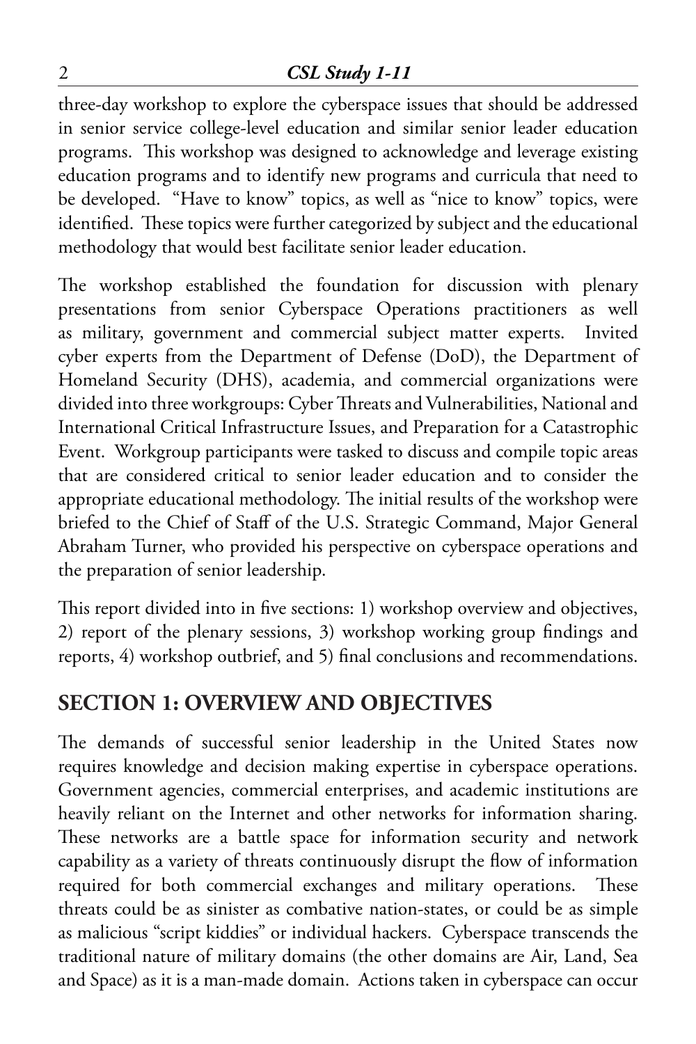three-day workshop to explore the cyberspace issues that should be addressed in senior service college-level education and similar senior leader education programs. This workshop was designed to acknowledge and leverage existing education programs and to identify new programs and curricula that need to be developed. "Have to know" topics, as well as "nice to know" topics, were identified. These topics were further categorized by subject and the educational methodology that would best facilitate senior leader education.

The workshop established the foundation for discussion with plenary presentations from senior Cyberspace Operations practitioners as well as military, government and commercial subject matter experts. Invited cyber experts from the Department of Defense (DoD), the Department of Homeland Security (DHS), academia, and commercial organizations were divided into three workgroups: Cyber Threats and Vulnerabilities, National and International Critical Infrastructure Issues, and Preparation for a Catastrophic Event. Workgroup participants were tasked to discuss and compile topic areas that are considered critical to senior leader education and to consider the appropriate educational methodology. The initial results of the workshop were briefed to the Chief of Staff of the U.S. Strategic Command, Major General Abraham Turner, who provided his perspective on cyberspace operations and the preparation of senior leadership.

This report divided into in five sections: 1) workshop overview and objectives, 2) report of the plenary sessions, 3) workshop working group findings and reports, 4) workshop outbrief, and 5) final conclusions and recommendations.

## SECTION 1: OVERVIEW AND OBJECTIVES

The demands of successful senior leadership in the United States now requires knowledge and decision making expertise in cyberspace operations. Government agencies, commercial enterprises, and academic institutions are heavily reliant on the Internet and other networks for information sharing. These networks are a battle space for information security and network capability as a variety of threats continuously disrupt the flow of information required for both commercial exchanges and military operations. These threats could be as sinister as combative nation-states, or could be as simple as malicious "script kiddies" or individual hackers. Cyberspace transcends the traditional nature of military domains (the other domains are Air, Land, Sea and Space) as it is a man-made domain. Actions taken in cyberspace can occur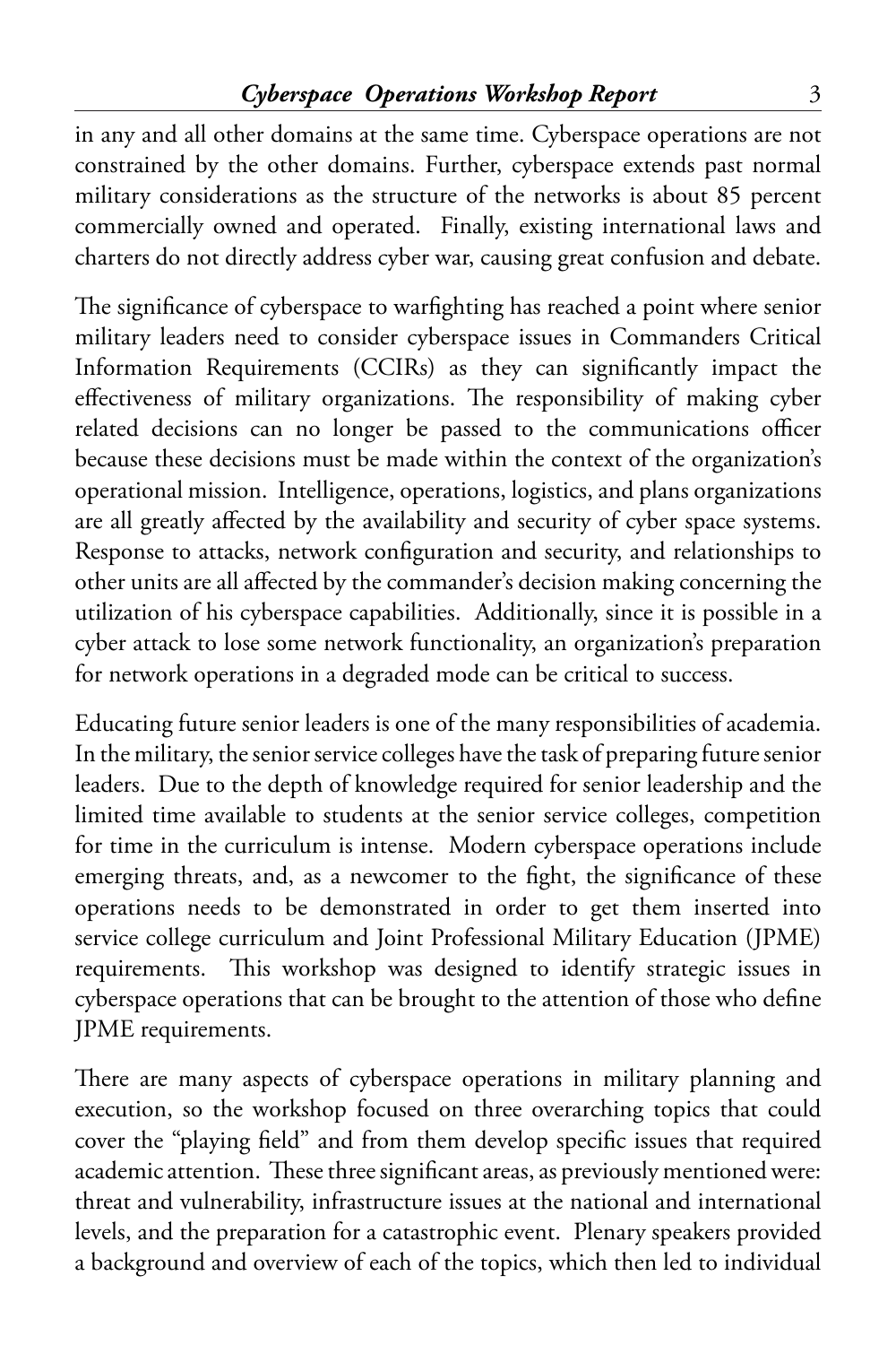in any and all other domains at the same time. Cyberspace operations are not constrained by the other domains. Further, cyberspace extends past normal military considerations as the structure of the networks is about 85 percent commercially owned and operated. Finally, existing international laws and charters do not directly address cyber war, causing great confusion and debate.

The significance of cyberspace to warfighting has reached a point where senior military leaders need to consider cyberspace issues in Commanders Critical Information Requirements (CCIRs) as they can significantly impact the effectiveness of military organizations. The responsibility of making cyber related decisions can no longer be passed to the communications officer because these decisions must be made within the context of the organization's operational mission. Intelligence, operations, logistics, and plans organizations are all greatly affected by the availability and security of cyber space systems. Response to attacks, network configuration and security, and relationships to other units are all affected by the commander's decision making concerning the utilization of his cyberspace capabilities. Additionally, since it is possible in a cyber attack to lose some network functionality, an organization's preparation for network operations in a degraded mode can be critical to success.

Educating future senior leaders is one of the many responsibilities of academia. In the military, the senior service colleges have the task of preparing future senior leaders. Due to the depth of knowledge required for senior leadership and the limited time available to students at the senior service colleges, competition for time in the curriculum is intense. Modern cyberspace operations include emerging threats, and, as a newcomer to the fight, the significance of these operations needs to be demonstrated in order to get them inserted into service college curriculum and Joint Professional Military Education (JPME) requirements. This workshop was designed to identify strategic issues in cyberspace operations that can be brought to the attention of those who define JPME requirements.

There are many aspects of cyberspace operations in military planning and execution, so the workshop focused on three overarching topics that could cover the "playing field" and from them develop specific issues that required academic attention. These three significant areas, as previously mentioned were: threat and vulnerability, infrastructure issues at the national and international levels, and the preparation for a catastrophic event. Plenary speakers provided a background and overview of each of the topics, which then led to individual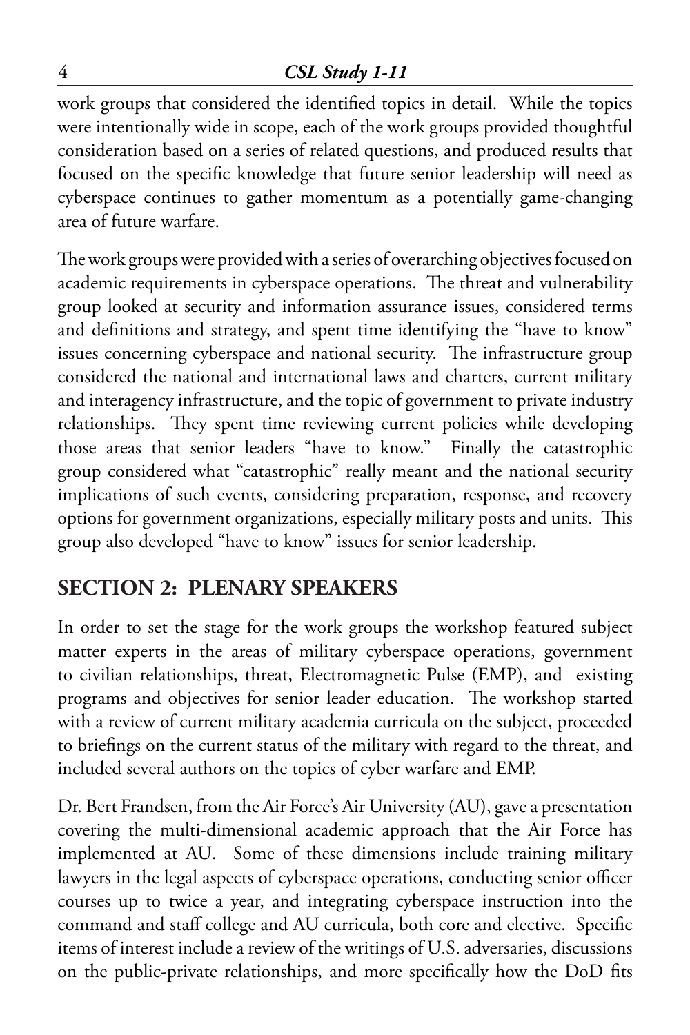work groups that considered the identified topics in detail. While the topics were intentionally wide in scope, each of the work groups provided thoughtful consideration based on a series of related questions, and produced results that focused on the specific knowledge that future senior leadership will need as cyberspace continues to gather momentum as a potentially game-changing area of future warfare.

The work groups were provided with a series of overarching objectives focused on academic requirements in cyberspace operations. The threat and vulnerability group looked at security and information assurance issues, considered terms and definitions and strategy, and spent time identifying the "have to know" issues concerning cyberspace and national security. The infrastructure group considered the national and international laws and charters, current military and interagency infrastructure, and the topic of government to private industry relationships. They spent time reviewing current policies while developing those areas that senior leaders "have to know." Finally the catastrophic group considered what "catastrophic" really meant and the national security implications of such events, considering preparation, response, and recovery options for government organizations, especially military posts and units. This group also developed "have to know" issues for senior leadership.

## SECTION 2: PLENARY SPEAKERS

In order to set the stage for the work groups the workshop featured subject matter experts in the areas of military cyberspace operations, government to civilian relationships, threat, Electromagnetic Pulse (EMP), and existing programs and objectives for senior leader education. The workshop started with a review of current military academia curricula on the subject, proceeded to briefings on the current status of the military with regard to the threat, and included several authors on the topics of cyber warfare and EMP.

Dr. Bert Frandsen, from the Air Force's Air University (AU), gave a presentation covering the multi-dimensional academic approach that the Air Force has implemented at AU. Some of these dimensions include training military lawyers in the legal aspects of cyberspace operations, conducting senior officer courses up to twice a year, and integrating cyberspace instruction into the command and staff college and AU curricula, both core and elective. Specific items of interest include a review of the writings of U.S. adversaries, discussions on the public-private relationships, and more specifically how the DoD fits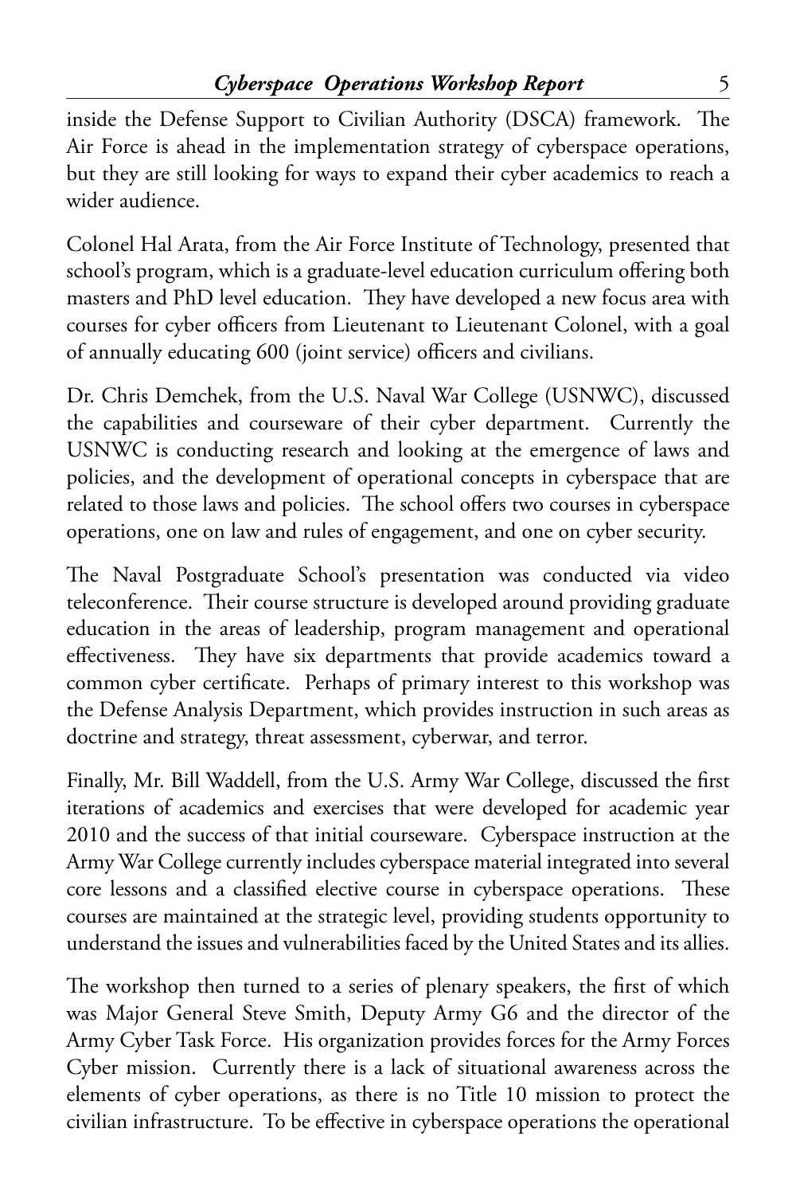inside the Defense Support to Civilian Authority (DSCA) framework. The Air Force is ahead in the implementation strategy of cyberspace operations, but they are still looking for ways to expand their cyber academics to reach a wider audience.

Colonel Hal Arata, from the Air Force Institute of Technology, presented that school's program, which is a graduate-level education curriculum offering both masters and PhD level education. They have developed a new focus area with courses for cyber officers from Lieutenant to Lieutenant Colonel, with a goal of annually educating 600 (joint service) officers and civilians.

Dr. Chris Demchek, from the U.S. Naval War College (USNWC), discussed the capabilities and courseware of their cyber department. Currently the USNWC is conducting research and looking at the emergence of laws and policies, and the development of operational concepts in cyberspace that are related to those laws and policies. The school offers two courses in cyberspace operations, one on law and rules of engagement, and one on cyber security.

The Naval Postgraduate School's presentation was conducted via video teleconference. Their course structure is developed around providing graduate education in the areas of leadership, program management and operational effectiveness. They have six departments that provide academics toward a common cyber certificate. Perhaps of primary interest to this workshop was the Defense Analysis Department, which provides instruction in such areas as doctrine and strategy, threat assessment, cyberwar, and terror.

Finally, Mr. Bill Waddell, from the U.S. Army War College, discussed the first iterations of academics and exercises that were developed for academic year 2010 and the success of that initial courseware. Cyberspace instruction at the Army War College currently includes cyberspace material integrated into several core lessons and a classified elective course in cyberspace operations. These courses are maintained at the strategic level, providing students opportunity to understand the issues and vulnerabilities faced by the United States and its allies.

The workshop then turned to a series of plenary speakers, the first of which was Major General Steve Smith, Deputy Army G6 and the director of the Army Cyber Task Force. His organization provides forces for the Army Forces Cyber mission. Currently there is a lack of situational awareness across the elements of cyber operations, as there is no Title 10 mission to protect the civilian infrastructure. To be effective in cyberspace operations the operational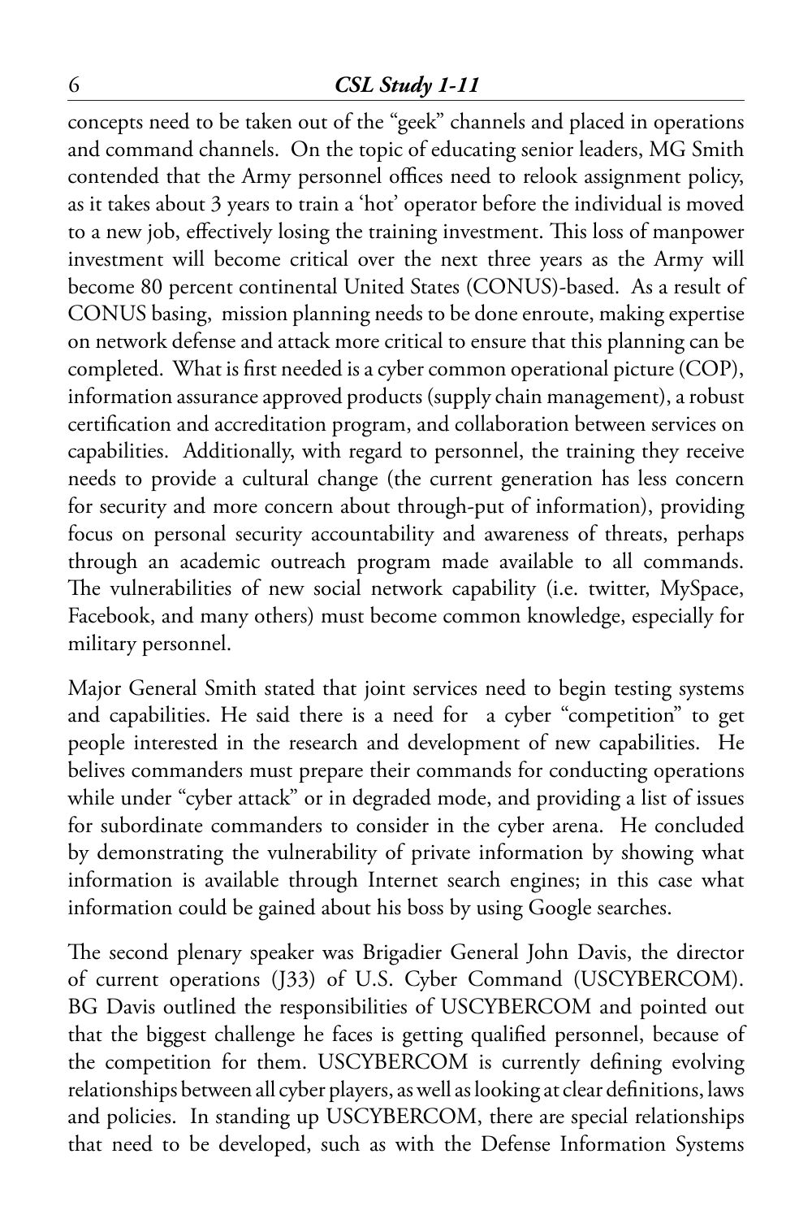concepts need to be taken out of the "geek" channels and placed in operations and command channels. On the topic of educating senior leaders, MG Smith contended that the Army personnel offices need to relook assignment policy, as it takes about 3 years to train a 'hot' operator before the individual is moved to a new job, effectively losing the training investment. This loss of manpower investment will become critical over the next three years as the Army will become 80 percent continental United States (CONUS)-based. As a result of CONUS basing, mission planning needs to be done enroute, making expertise on network defense and attack more critical to ensure that this planning can be completed. What is first needed is a cyber common operational picture (COP), information assurance approved products (supply chain management), a robust certification and accreditation program, and collaboration between services on capabilities. Additionally, with regard to personnel, the training they receive needs to provide a cultural change (the current generation has less concern for security and more concern about through-put of information), providing focus on personal security accountability and awareness of threats, perhaps through an academic outreach program made available to all commands. The vulnerabilities of new social network capability (i.e. twitter, MySpace, Facebook, and many others) must become common knowledge, especially for military personnel.

Major General Smith stated that joint services need to begin testing systems and capabilities. He said there is a need for a cyber "competition" to get people interested in the research and development of new capabilities. He belives commanders must prepare their commands for conducting operations while under "cyber attack" or in degraded mode, and providing a list of issues for subordinate commanders to consider in the cyber arena. He concluded by demonstrating the vulnerability of private information by showing what information is available through Internet search engines; in this case what information could be gained about his boss by using Google searches.

The second plenary speaker was Brigadier General John Davis, the director of current operations (J33) of U.S. Cyber Command (USCYBERCOM). BG Davis outlined the responsibilities of USCYBERCOM and pointed out that the biggest challenge he faces is getting qualified personnel, because of the competition for them. USCYBERCOM is currently defining evolving relationships between all cyber players, as well as looking at clear definitions, laws and policies. In standing up USCYBERCOM, there are special relationships that need to be developed, such as with the Defense Information Systems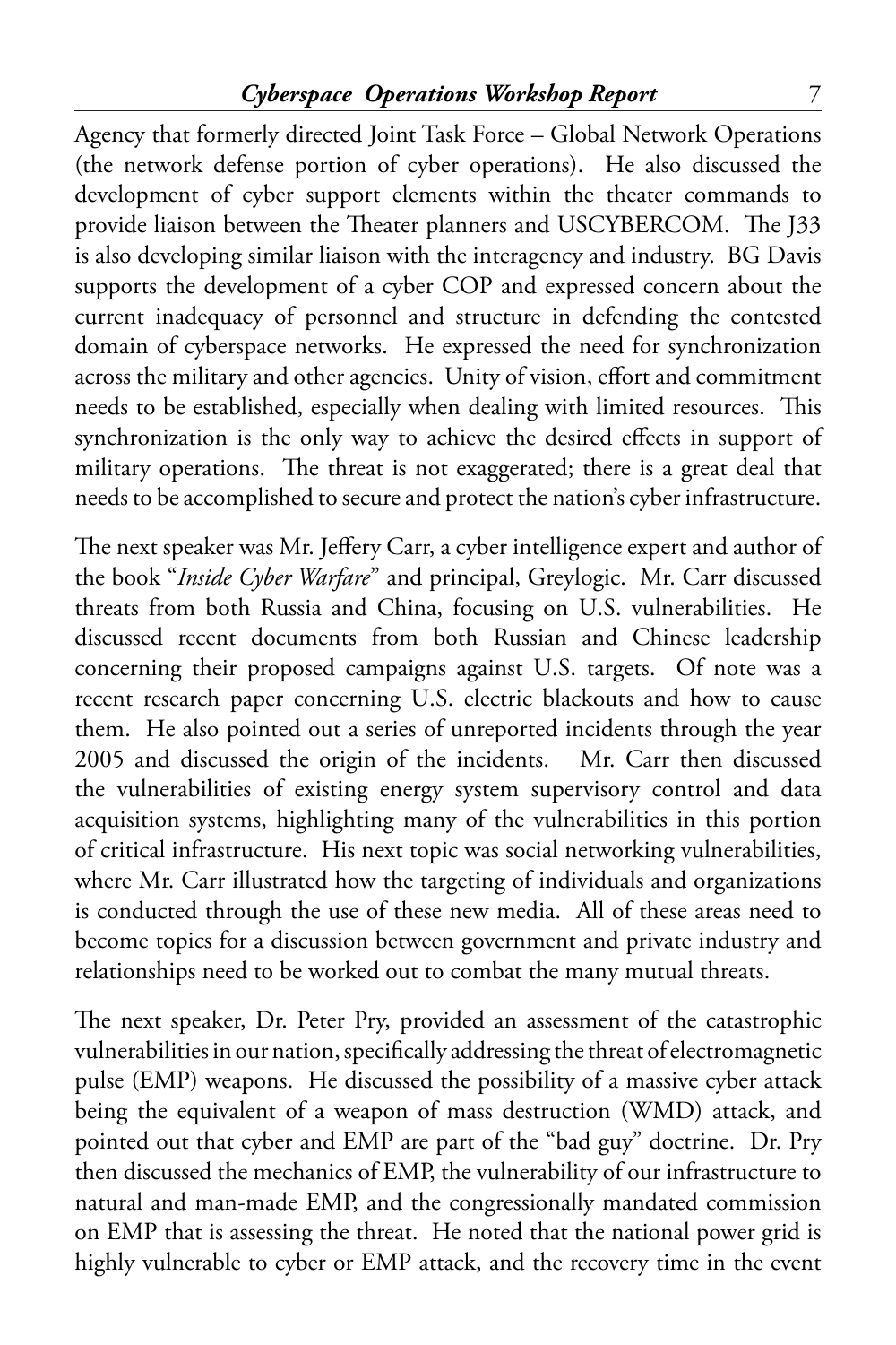Agency that formerly directed Joint Task Force – Global Network Operations (the network defense portion of cyber operations). He also discussed the development of cyber support elements within the theater commands to provide liaison between the Theater planners and USCYBERCOM. The J33 is also developing similar liaison with the interagency and industry. BG Davis supports the development of a cyber COP and expressed concern about the current inadequacy of personnel and structure in defending the contested domain of cyberspace networks. He expressed the need for synchronization across the military and other agencies. Unity of vision, effort and commitment needs to be established, especially when dealing with limited resources. This synchronization is the only way to achieve the desired effects in support of military operations. The threat is not exaggerated; there is a great deal that needs to be accomplished to secure and protect the nation's cyber infrastructure.

The next speaker was Mr. Jeffery Carr, a cyber intelligence expert and author of the book "*Inside Cyber Warfare*" and principal, Greylogic. Mr. Carr discussed threats from both Russia and China, focusing on U.S. vulnerabilities. He discussed recent documents from both Russian and Chinese leadership concerning their proposed campaigns against U.S. targets. Of note was a recent research paper concerning U.S. electric blackouts and how to cause them. He also pointed out a series of unreported incidents through the year 2005 and discussed the origin of the incidents. Mr. Carr then discussed the vulnerabilities of existing energy system supervisory control and data acquisition systems, highlighting many of the vulnerabilities in this portion of critical infrastructure. His next topic was social networking vulnerabilities, where Mr. Carr illustrated how the targeting of individuals and organizations is conducted through the use of these new media. All of these areas need to become topics for a discussion between government and private industry and relationships need to be worked out to combat the many mutual threats.

The next speaker, Dr. Peter Pry, provided an assessment of the catastrophic vulnerabilities in our nation, specifically addressing the threat of electromagnetic pulse (EMP) weapons. He discussed the possibility of a massive cyber attack being the equivalent of a weapon of mass destruction (WMD) attack, and pointed out that cyber and EMP are part of the "bad guy" doctrine. Dr. Pry then discussed the mechanics of EMP, the vulnerability of our infrastructure to natural and man-made EMP, and the congressionally mandated commission on EMP that is assessing the threat. He noted that the national power grid is highly vulnerable to cyber or EMP attack, and the recovery time in the event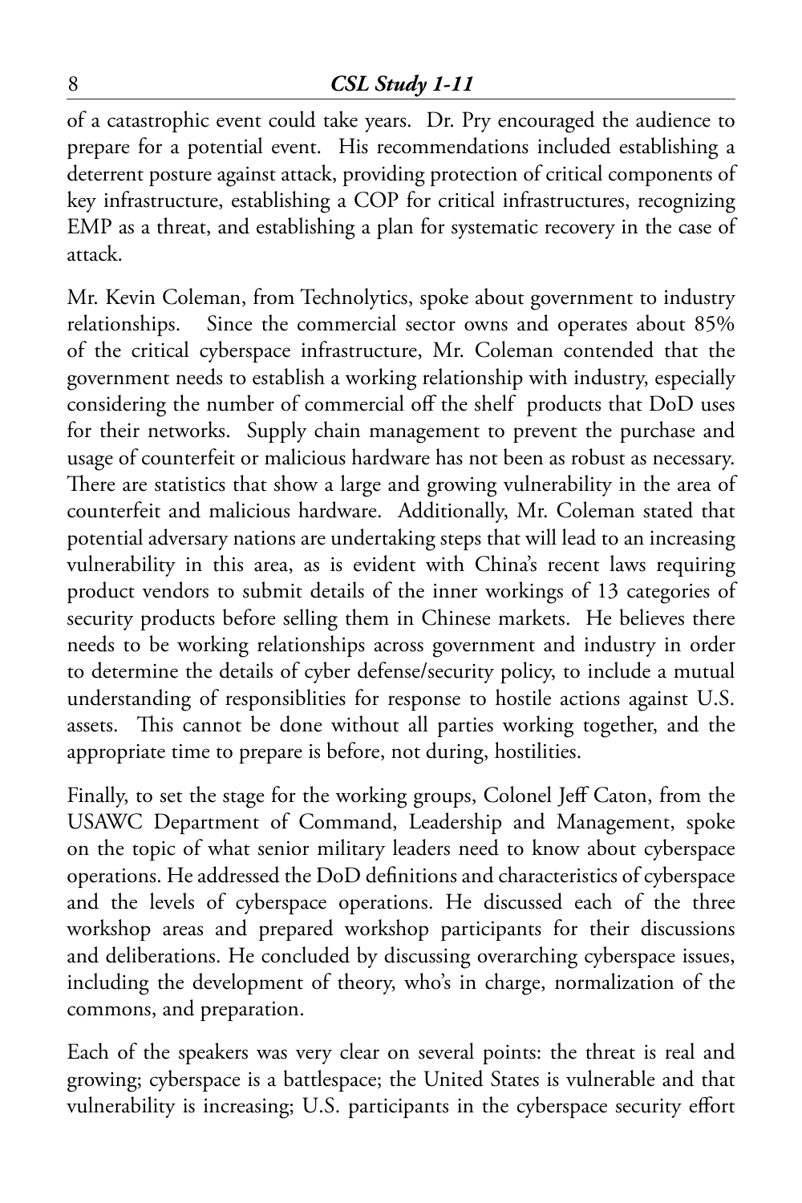of a catastrophic event could take years. Dr. Pry encouraged the audience to prepare for a potential event. His recommendations included establishing a deterrent posture against attack, providing protection of critical components of key infrastructure, establishing a COP for critical infrastructures, recognizing EMP as a threat, and establishing a plan for systematic recovery in the case of attack.

Mr. Kevin Coleman, from Technolytics, spoke about government to industry relationships. Since the commercial sector owns and operates about 85% of the critical cyberspace infrastructure, Mr. Coleman contended that the government needs to establish a working relationship with industry, especially considering the number of commercial off the shelf products that DoD uses for their networks. Supply chain management to prevent the purchase and usage of counterfeit or malicious hardware has not been as robust as necessary. There are statistics that show a large and growing vulnerability in the area of counterfeit and malicious hardware. Additionally, Mr. Coleman stated that potential adversary nations are undertaking steps that will lead to an increasing vulnerability in this area, as is evident with China's recent laws requiring product vendors to submit details of the inner workings of 13 categories of security products before selling them in Chinese markets. He believes there needs to be working relationships across government and industry in order to determine the details of cyber defense/security policy, to include a mutual understanding of responsiblities for response to hostile actions against U.S. assets. This cannot be done without all parties working together, and the appropriate time to prepare is before, not during, hostilities.

Finally, to set the stage for the working groups, Colonel Jeff Caton, from the USAWC Department of Command, Leadership and Management, spoke on the topic of what senior military leaders need to know about cyberspace operations. He addressed the DoD definitions and characteristics of cyberspace and the levels of cyberspace operations. He discussed each of the three workshop areas and prepared workshop participants for their discussions and deliberations. He concluded by discussing overarching cyberspace issues, including the development of theory, who's in charge, normalization of the commons, and preparation.

Each of the speakers was very clear on several points: the threat is real and growing; cyberspace is a battlespace; the United States is vulnerable and that vulnerability is increasing; U.S. participants in the cyberspace security effort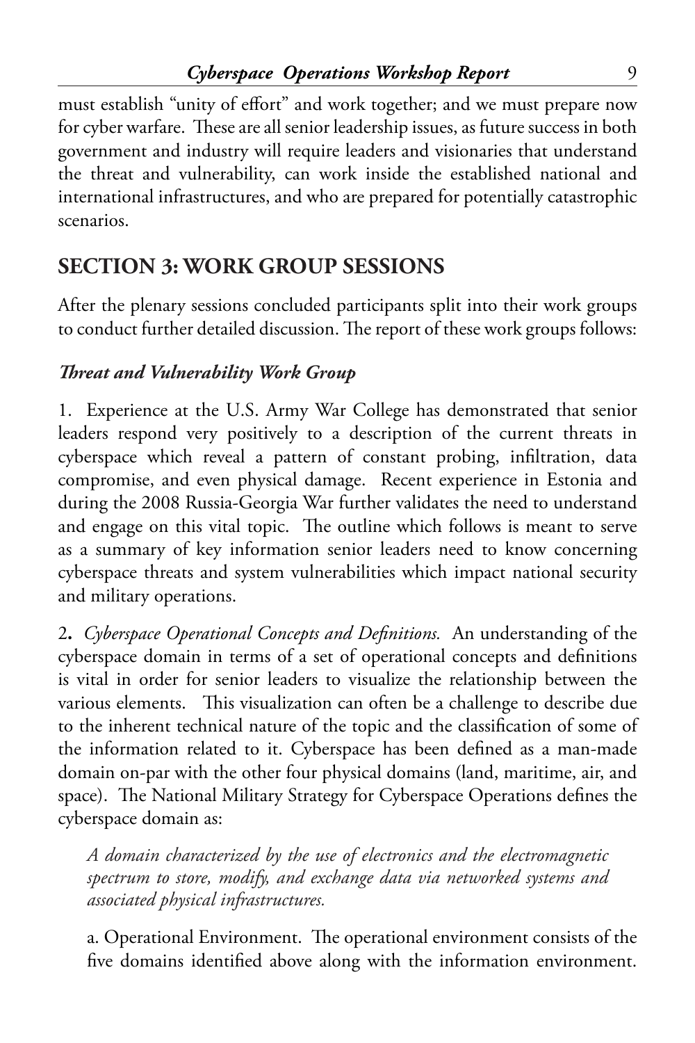must establish "unity of effort" and work together; and we must prepare now for cyber warfare. These are all senior leadership issues, as future success in both government and industry will require leaders and visionaries that understand the threat and vulnerability, can work inside the established national and international infrastructures, and who are prepared for potentially catastrophic scenarios.

## SECTION 3: WORK GROUP SESSIONS

After the plenary sessions concluded participants split into their work groups to conduct further detailed discussion. The report of these work groups follows:

### *Threat and Vulnerability Work Group*

1. Experience at the U.S. Army War College has demonstrated that senior leaders respond very positively to a description of the current threats in cyberspace which reveal a pattern of constant probing, infiltration, data compromise, and even physical damage. Recent experience in Estonia and during the 2008 Russia-Georgia War further validates the need to understand and engage on this vital topic. The outline which follows is meant to serve as a summary of key information senior leaders need to know concerning cyberspace threats and system vulnerabilities which impact national security and military operations.

**2.** *Cyberspace Operational Concepts and Definitions.* An understanding of the cyberspace domain in terms of a set of operational concepts and definitions is vital in order for senior leaders to visualize the relationship between the various elements. This visualization can often be a challenge to describe due to the inherent technical nature of the topic and the classification of some of the information related to it. Cyberspace has been defined as a man-made domain on-par with the other four physical domains (land, maritime, air, and space). The National Military Strategy for Cyberspace Operations defines the cyberspace domain as:

> *A domain characterized by the use of electronics and the electromagnetic spectrum to store, modify, and exchange data via networked systems and associated physical infrastructures.*

a. Operational Environment. The operational environment consists of the five domains identified above along with the information environment.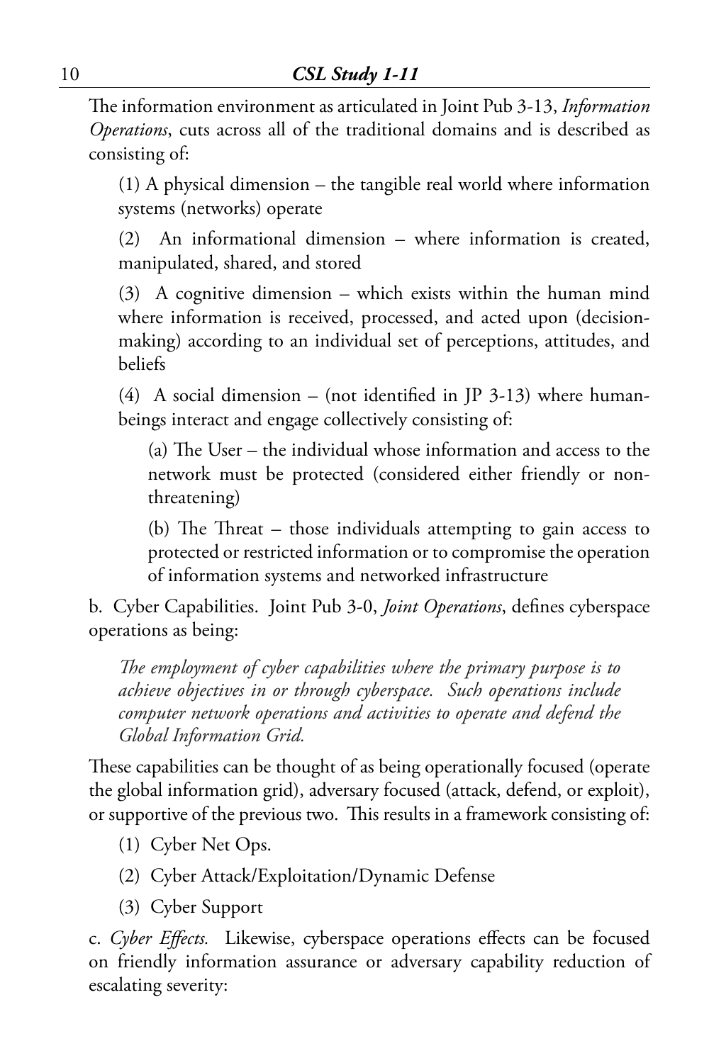The information environment as articulated in Joint Pub 3-13, *Information Operations*, cuts across all of the traditional domains and is described as consisting of:

(1) A physical dimension – the tangible real world where information systems (networks) operate

(2) An informational dimension – where information is created, manipulated, shared, and stored

(3) A cognitive dimension – which exists within the human mind where information is received, processed, and acted upon (decision-making) according to an individual set of perceptions, attitudes, and beliefs

(4) A social dimension – (not identified in JP 3-13) where human-beings interact and engage collectively consisting of:

(a) The User – the individual whose information and access to the network must be protected (considered either friendly or non-threatening)

(b) The Threat – those individuals attempting to gain access to protected or restricted information or to compromise the operation of information systems and networked infrastructure

b. Cyber Capabilities. Joint Pub 3-0, *Joint Operations*, defines cyberspace operations as being:

*The employment of cyber capabilities where the primary purpose is to achieve objectives in or through cyberspace. Such operations include computer network operations and activities to operate and defend the Global Information Grid.*

These capabilities can be thought of as being operationally focused (operate the global information grid), adversary focused (attack, defend, or exploit), or supportive of the previous two. This results in a framework consisting of:

(1) Cyber Net Ops.

(2) Cyber Attack/Exploitation/Dynamic Defense

(3) Cyber Support

c. *Cyber Effects.* Likewise, cyberspace operations effects can be focused on friendly information assurance or adversary capability reduction of escalating severity: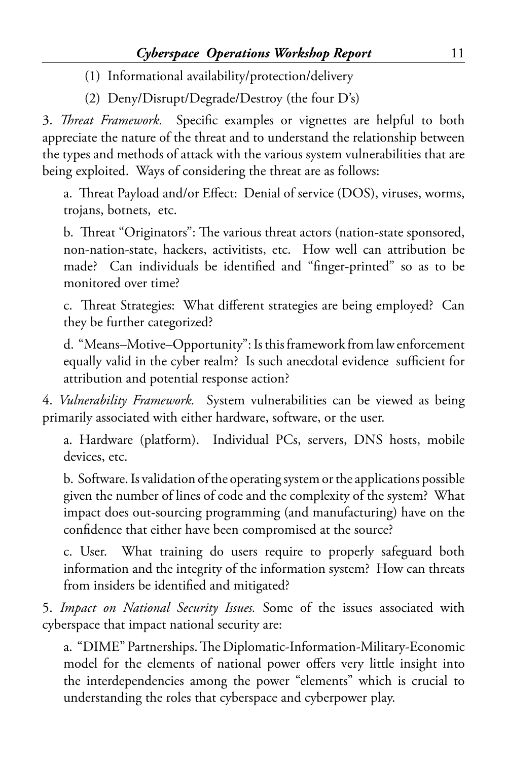(1) Informational availability/protection/delivery

(2) Deny/Disrupt/Degrade/Destroy (the four D's)

3. *Threat Framework.* Specific examples or vignettes are helpful to both appreciate the nature of the threat and to understand the relationship between the types and methods of attack with the various system vulnerabilities that are being exploited. Ways of considering the threat are as follows:

a. Threat Payload and/or Effect: Denial of service (DOS), viruses, worms, trojans, botnets, etc.

b. Threat "Originators": The various threat actors (nation-state sponsored, non-nation-state, hackers, activitists, etc. How well can attribution be made? Can individuals be identified and "finger-printed" so as to be monitored over time?

c. Threat Strategies: What different strategies are being employed? Can they be further categorized?

d. "Means–Motive–Opportunity": Is this framework from law enforcement equally valid in the cyber realm? Is such anecdotal evidence sufficient for attribution and potential response action?

4. *Vulnerability Framework.* System vulnerabilities can be viewed as being primarily associated with either hardware, software, or the user.

a. Hardware (platform). Individual PCs, servers, DNS hosts, mobile devices, etc.

b. Software. Is validation of the operating system or the applications possible given the number of lines of code and the complexity of the system? What impact does out-sourcing programming (and manufacturing) have on the confidence that either have been compromised at the source?

c. User. What training do users require to properly safeguard both information and the integrity of the information system? How can threats from insiders be identified and mitigated?

5. *Impact on National Security Issues.* Some of the issues associated with cyberspace that impact national security are:

a. "DIME" Partnerships. The Diplomatic-Information-Military-Economic model for the elements of national power offers very little insight into the interdependencies among the power "elements" which is crucial to understanding the roles that cyberspace and cyberpower play.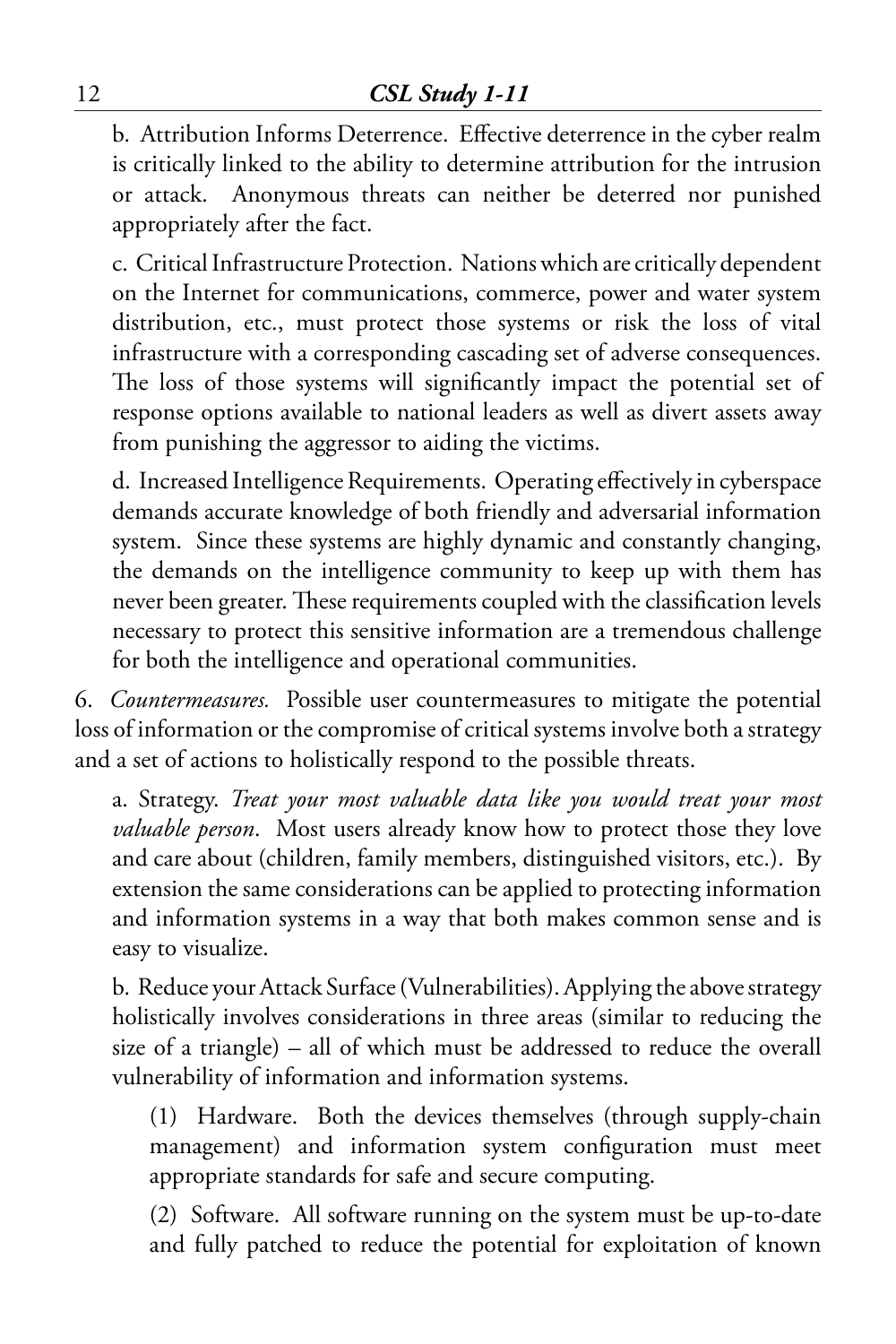b. Attribution Informs Deterrence. Effective deterrence in the cyber realm is critically linked to the ability to determine attribution for the intrusion or attack. Anonymous threats can neither be deterred nor punished appropriately after the fact.

c. Critical Infrastructure Protection. Nations which are critically dependent on the Internet for communications, commerce, power and water system distribution, etc., must protect those systems or risk the loss of vital infrastructure with a corresponding cascading set of adverse consequences. The loss of those systems will significantly impact the potential set of response options available to national leaders as well as divert assets away from punishing the aggressor to aiding the victims.

d. Increased Intelligence Requirements. Operating effectively in cyberspace demands accurate knowledge of both friendly and adversarial information system. Since these systems are highly dynamic and constantly changing, the demands on the intelligence community to keep up with them has never been greater. These requirements coupled with the classification levels necessary to protect this sensitive information are a tremendous challenge for both the intelligence and operational communities.

6. *Countermeasures.* Possible user countermeasures to mitigate the potential loss of information or the compromise of critical systems involve both a strategy and a set of actions to holistically respond to the possible threats.

a. Strategy. *Treat your most valuable data like you would treat your most valuable person*. Most users already know how to protect those they love and care about (children, family members, distinguished visitors, etc.). By extension the same considerations can be applied to protecting information and information systems in a way that both makes common sense and is easy to visualize.

b. Reduce your Attack Surface (Vulnerabilities). Applying the above strategy holistically involves considerations in three areas (similar to reducing the size of a triangle) – all of which must be addressed to reduce the overall vulnerability of information and information systems.

(1) Hardware. Both the devices themselves (through supply-chain management) and information system configuration must meet appropriate standards for safe and secure computing.

(2) Software. All software running on the system must be up-to-date and fully patched to reduce the potential for exploitation of known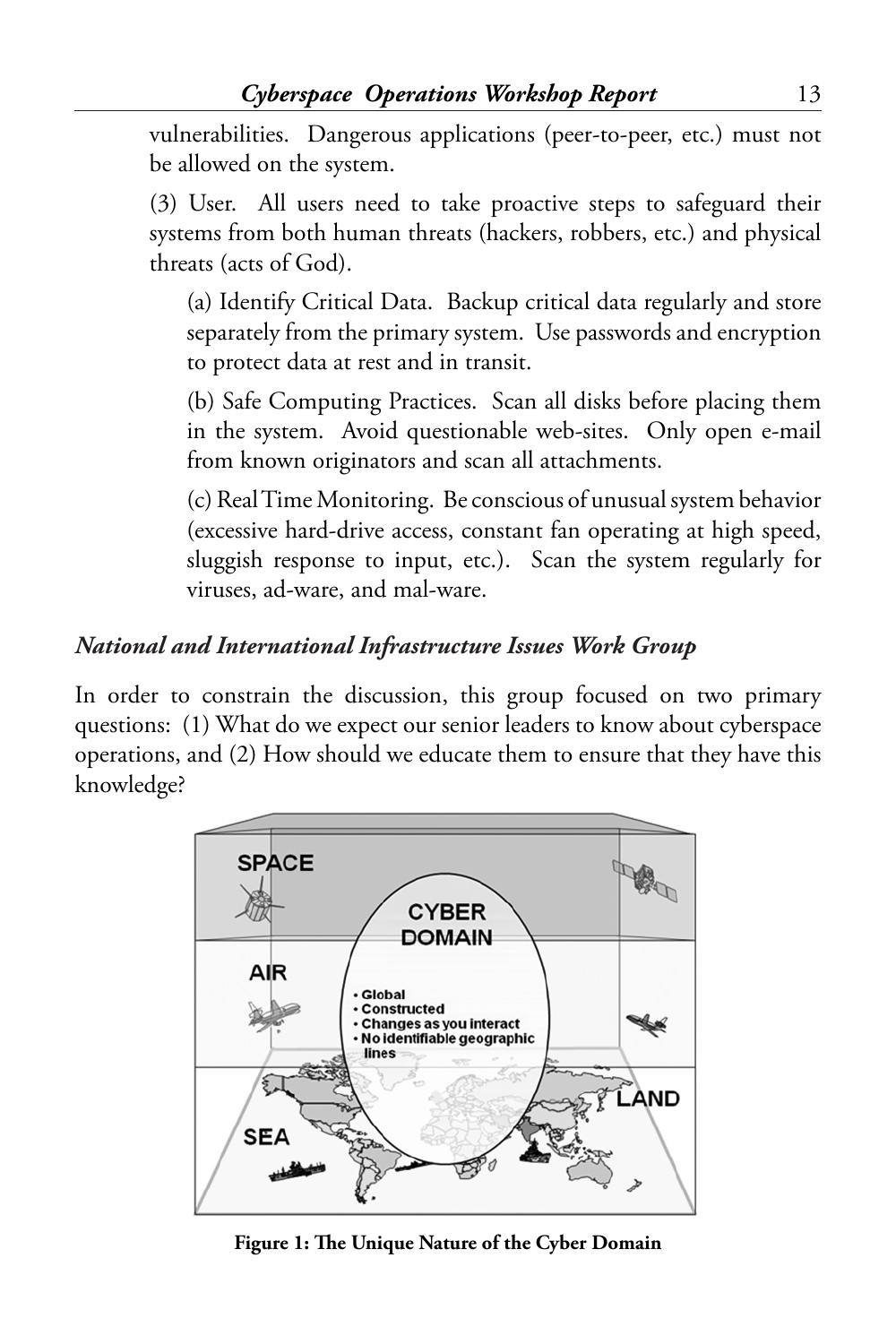vulnerabilities. Dangerous applications (peer-to-peer, etc.) must not be allowed on the system.

(3) User. All users need to take proactive steps to safeguard their systems from both human threats (hackers, robbers, etc.) and physical threats (acts of God).

(a) Identify Critical Data. Backup critical data regularly and store separately from the primary system. Use passwords and encryption to protect data at rest and in transit.

(b) Safe Computing Practices. Scan all disks before placing them in the system. Avoid questionable web-sites. Only open e-mail from known originators and scan all attachments.

(c) Real Time Monitoring. Be conscious of unusual system behavior (excessive hard-drive access, constant fan operating at high speed, sluggish response to input, etc.). Scan the system regularly for viruses, ad-ware, and mal-ware.

### *National and International Infrastructure Issues Work Group*

In order to constrain the discussion, this group focused on two primary questions: (1) What do we expect our senior leaders to know about cyberspace operations, and (2) How should we educate them to ensure that they have this knowledge?

**Figure 1: The Unique Nature of the Cyber Domain**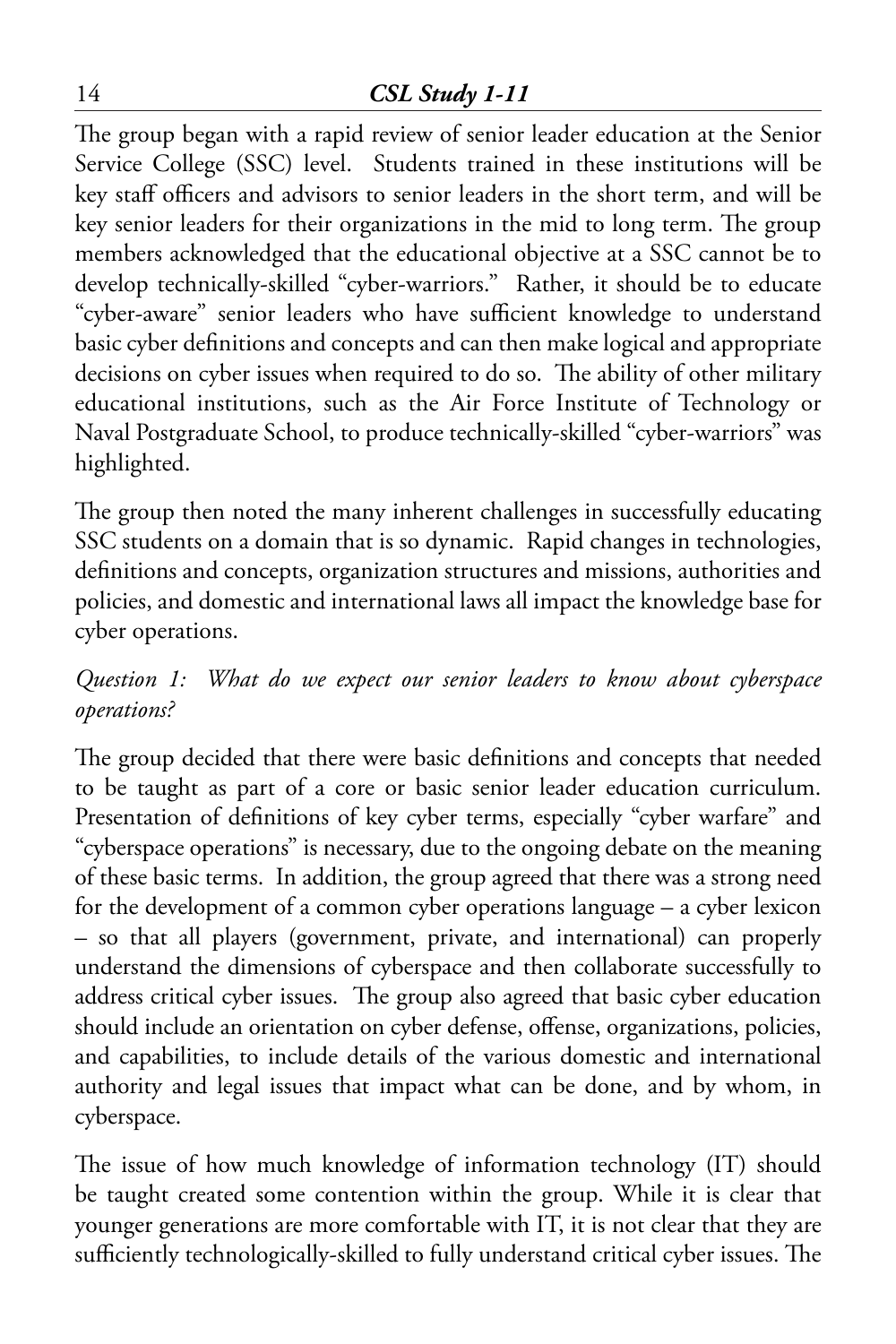The group began with a rapid review of senior leader education at the Senior Service College (SSC) level. Students trained in these institutions will be key staff officers and advisors to senior leaders in the short term, and will be key senior leaders for their organizations in the mid to long term. The group members acknowledged that the educational objective at a SSC cannot be to develop technically-skilled "cyber-warriors." Rather, it should be to educate "cyber-aware" senior leaders who have sufficient knowledge to understand basic cyber definitions and concepts and can then make logical and appropriate decisions on cyber issues when required to do so. The ability of other military educational institutions, such as the Air Force Institute of Technology or Naval Postgraduate School, to produce technically-skilled "cyber-warriors" was highlighted.

The group then noted the many inherent challenges in successfully educating SSC students on a domain that is so dynamic. Rapid changes in technologies, definitions and concepts, organization structures and missions, authorities and policies, and domestic and international laws all impact the knowledge base for cyber operations.

*Question 1: What do we expect our senior leaders to know about cyberspace operations?*

The group decided that there were basic definitions and concepts that needed to be taught as part of a core or basic senior leader education curriculum. Presentation of definitions of key cyber terms, especially "cyber warfare" and "cyberspace operations" is necessary, due to the ongoing debate on the meaning of these basic terms. In addition, the group agreed that there was a strong need for the development of a common cyber operations language – a cyber lexicon – so that all players (government, private, and international) can properly understand the dimensions of cyberspace and then collaborate successfully to address critical cyber issues. The group also agreed that basic cyber education should include an orientation on cyber defense, offense, organizations, policies, and capabilities, to include details of the various domestic and international authority and legal issues that impact what can be done, and by whom, in cyberspace.

The issue of how much knowledge of information technology (IT) should be taught created some contention within the group. While it is clear that younger generations are more comfortable with IT, it is not clear that they are sufficiently technologically-skilled to fully understand critical cyber issues. The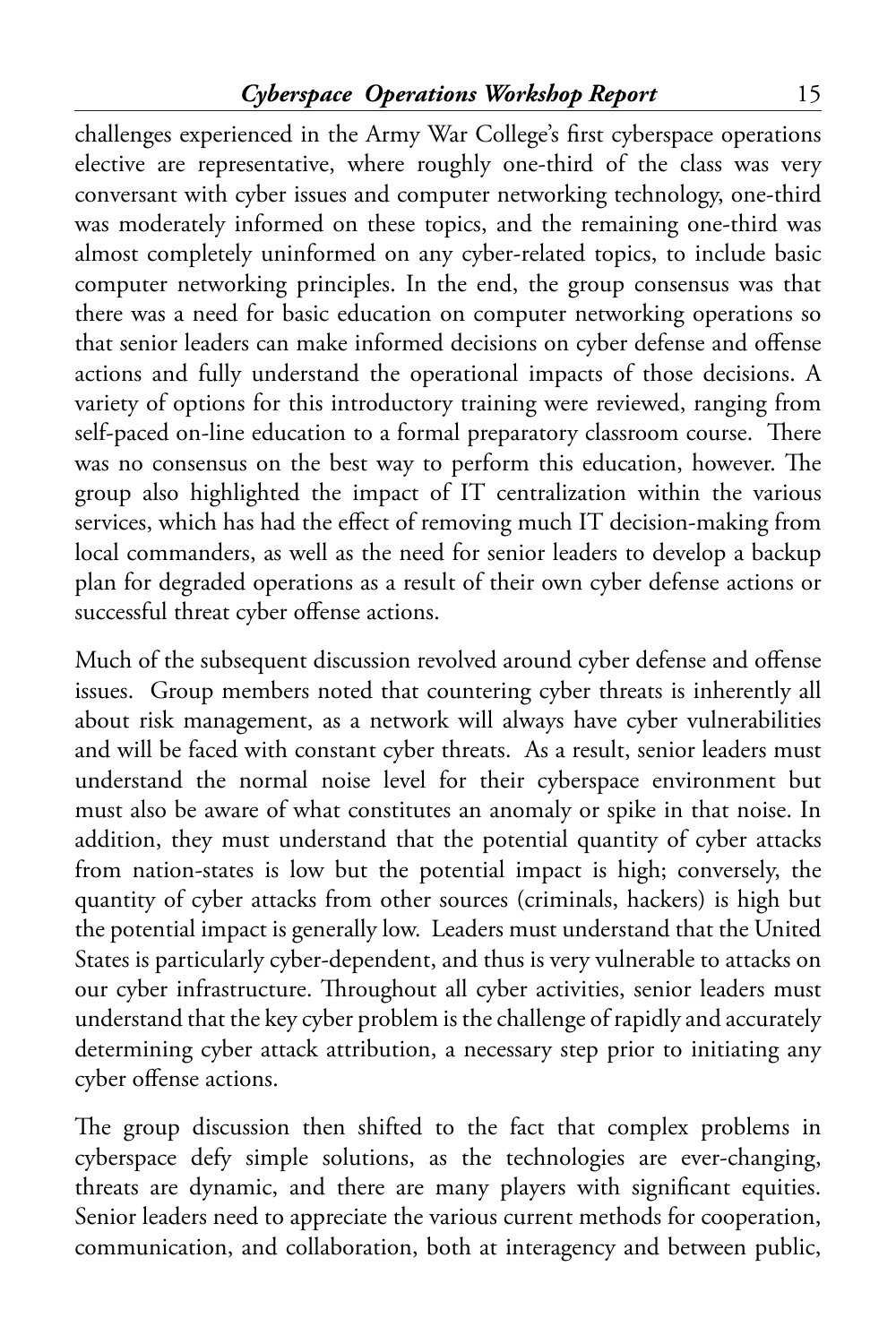challenges experienced in the Army War College's first cyberspace operations elective are representative, where roughly one-third of the class was very conversant with cyber issues and computer networking technology, one-third was moderately informed on these topics, and the remaining one-third was almost completely uninformed on any cyber-related topics, to include basic computer networking principles. In the end, the group consensus was that there was a need for basic education on computer networking operations so that senior leaders can make informed decisions on cyber defense and offense actions and fully understand the operational impacts of those decisions. A variety of options for this introductory training were reviewed, ranging from self-paced on-line education to a formal preparatory classroom course. There was no consensus on the best way to perform this education, however. The group also highlighted the impact of IT centralization within the various services, which has had the effect of removing much IT decision-making from local commanders, as well as the need for senior leaders to develop a backup plan for degraded operations as a result of their own cyber defense actions or successful threat cyber offense actions.

Much of the subsequent discussion revolved around cyber defense and offense issues. Group members noted that countering cyber threats is inherently all about risk management, as a network will always have cyber vulnerabilities and will be faced with constant cyber threats. As a result, senior leaders must understand the normal noise level for their cyberspace environment but must also be aware of what constitutes an anomaly or spike in that noise. In addition, they must understand that the potential quantity of cyber attacks from nation-states is low but the potential impact is high; conversely, the quantity of cyber attacks from other sources (criminals, hackers) is high but the potential impact is generally low. Leaders must understand that the United States is particularly cyber-dependent, and thus is very vulnerable to attacks on our cyber infrastructure. Throughout all cyber activities, senior leaders must understand that the key cyber problem is the challenge of rapidly and accurately determining cyber attack attribution, a necessary step prior to initiating any cyber offense actions.

The group discussion then shifted to the fact that complex problems in cyberspace defy simple solutions, as the technologies are ever-changing, threats are dynamic, and there are many players with significant equities. Senior leaders need to appreciate the various current methods for cooperation, communication, and collaboration, both at interagency and between public,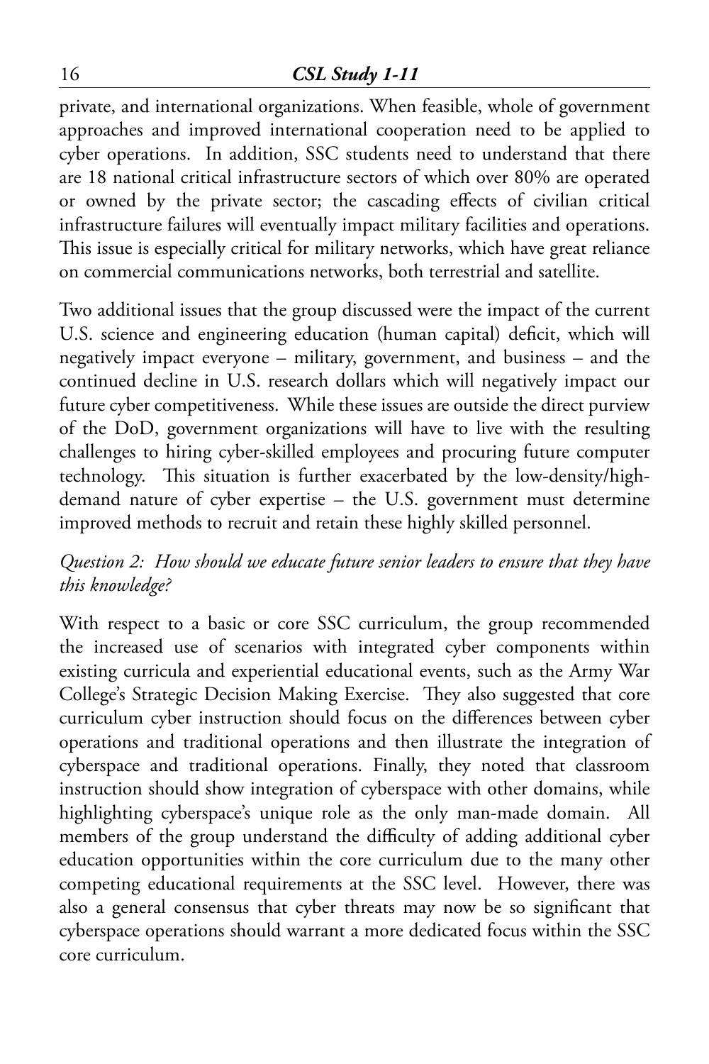private, and international organizations. When feasible, whole of government approaches and improved international cooperation need to be applied to cyber operations. In addition, SSC students need to understand that there are 18 national critical infrastructure sectors of which over 80% are operated or owned by the private sector; the cascading effects of civilian critical infrastructure failures will eventually impact military facilities and operations. This issue is especially critical for military networks, which have great reliance on commercial communications networks, both terrestrial and satellite.

Two additional issues that the group discussed were the impact of the current U.S. science and engineering education (human capital) deficit, which will negatively impact everyone – military, government, and business – and the continued decline in U.S. research dollars which will negatively impact our future cyber competitiveness. While these issues are outside the direct purview of the DoD, government organizations will have to live with the resulting challenges to hiring cyber-skilled employees and procuring future computer technology. This situation is further exacerbated by the low-density/high-demand nature of cyber expertise – the U.S. government must determine improved methods to recruit and retain these highly skilled personnel.

*Question 2: How should we educate future senior leaders to ensure that they have this knowledge?*

With respect to a basic or core SSC curriculum, the group recommended the increased use of scenarios with integrated cyber components within existing curricula and experiential educational events, such as the Army War College's Strategic Decision Making Exercise. They also suggested that core curriculum cyber instruction should focus on the differences between cyber operations and traditional operations and then illustrate the integration of cyberspace and traditional operations. Finally, they noted that classroom instruction should show integration of cyberspace with other domains, while highlighting cyberspace's unique role as the only man-made domain. All members of the group understand the difficulty of adding additional cyber education opportunities within the core curriculum due to the many other competing educational requirements at the SSC level. However, there was also a general consensus that cyber threats may now be so significant that cyberspace operations should warrant a more dedicated focus within the SSC core curriculum.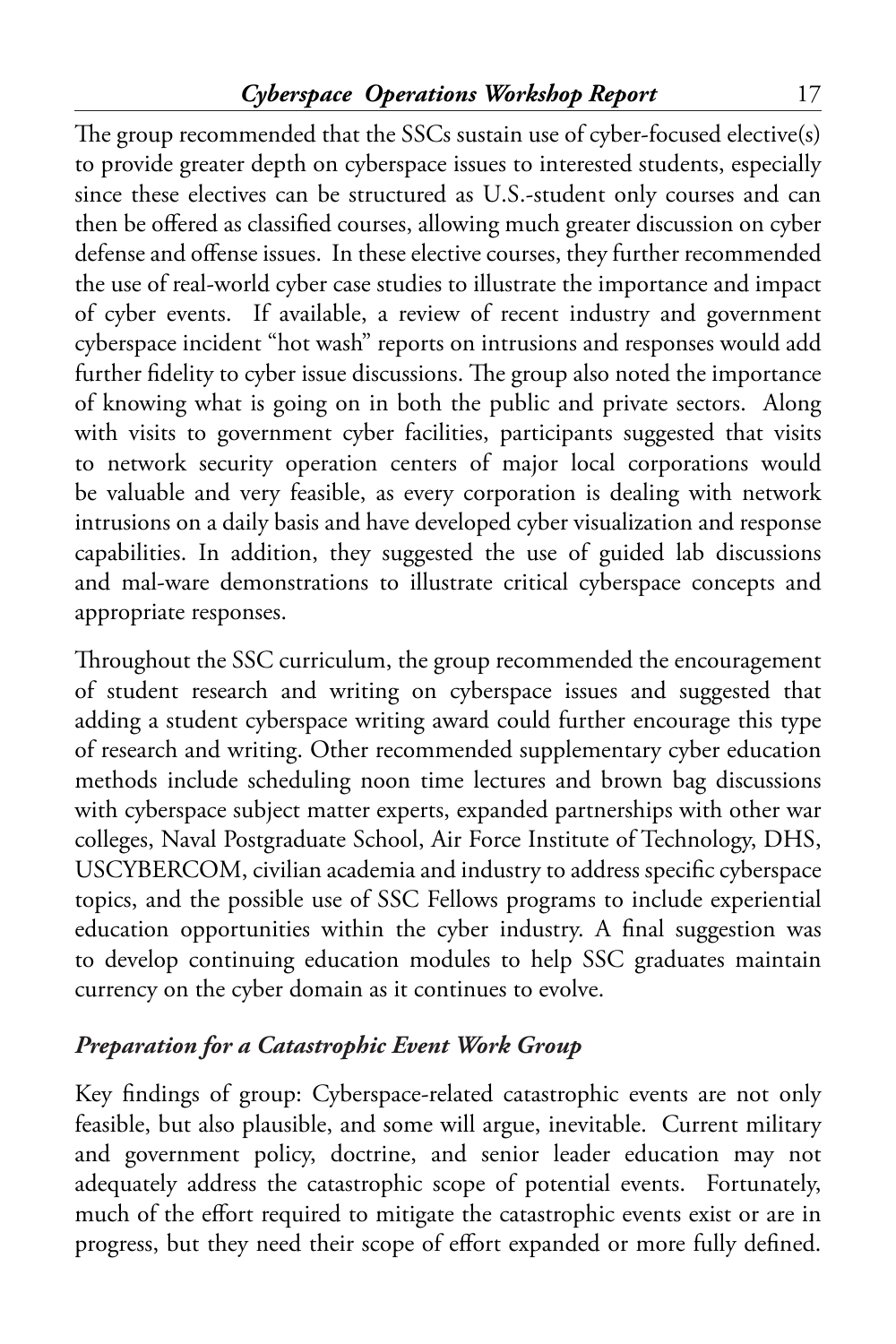The group recommended that the SSCs sustain use of cyber-focused elective(s) to provide greater depth on cyberspace issues to interested students, especially since these electives can be structured as U.S.-student only courses and can then be offered as classified courses, allowing much greater discussion on cyber defense and offense issues. In these elective courses, they further recommended the use of real-world cyber case studies to illustrate the importance and impact of cyber events. If available, a review of recent industry and government cyberspace incident "hot wash" reports on intrusions and responses would add further fidelity to cyber issue discussions. The group also noted the importance of knowing what is going on in both the public and private sectors. Along with visits to government cyber facilities, participants suggested that visits to network security operation centers of major local corporations would be valuable and very feasible, as every corporation is dealing with network intrusions on a daily basis and have developed cyber visualization and response capabilities. In addition, they suggested the use of guided lab discussions and mal-ware demonstrations to illustrate critical cyberspace concepts and appropriate responses.

Throughout the SSC curriculum, the group recommended the encouragement of student research and writing on cyberspace issues and suggested that adding a student cyberspace writing award could further encourage this type of research and writing. Other recommended supplementary cyber education methods include scheduling noon time lectures and brown bag discussions with cyberspace subject matter experts, expanded partnerships with other war colleges, Naval Postgraduate School, Air Force Institute of Technology, DHS, USCYBERCOM, civilian academia and industry to address specific cyberspace topics, and the possible use of SSC Fellows programs to include experiential education opportunities within the cyber industry. A final suggestion was to develop continuing education modules to help SSC graduates maintain currency on the cyber domain as it continues to evolve.

### *Preparation for a Catastrophic Event Work Group*

Key findings of group: Cyberspace-related catastrophic events are not only feasible, but also plausible, and some will argue, inevitable. Current military and government policy, doctrine, and senior leader education may not adequately address the catastrophic scope of potential events. Fortunately, much of the effort required to mitigate the catastrophic events exist or are in progress, but they need their scope of effort expanded or more fully defined.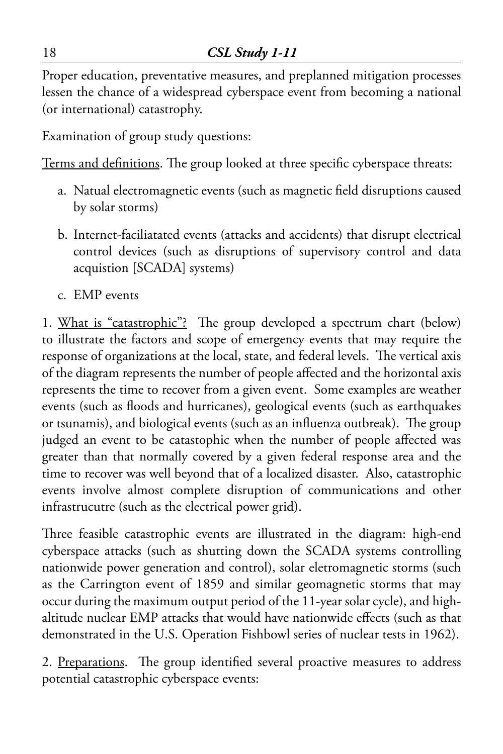Proper education, preventative measures, and preplanned mitigation processes lessen the chance of a widespread cyberspace event from becoming a national (or international) catastrophy.

Examination of group study questions:

Terms and definitions. The group looked at three specific cyberspace threats:

a. Natual electromagnetic events (such as magnetic field disruptions caused by solar storms)

b. Internet-faciliatated events (attacks and accidents) that disrupt electrical control devices (such as disruptions of supervisory control and data acquistion [SCADA] systems)

c. EMP events

1. What is "catastrophic"? The group developed a spectrum chart (below) to illustrate the factors and scope of emergency events that may require the response of organizations at the local, state, and federal levels. The vertical axis of the diagram represents the number of people affected and the horizontal axis represents the time to recover from a given event. Some examples are weather events (such as floods and hurricanes), geological events (such as earthquakes or tsunamis), and biological events (such as an influenza outbreak). The group judged an event to be catastophic when the number of people affected was greater than that normally covered by a given federal response area and the time to recover was well beyond that of a localized disaster. Also, catastrophic events involve almost complete disruption of communications and other infrastrucutre (such as the electrical power grid).

Three feasible catastrophic events are illustrated in the diagram: high-end cyberspace attacks (such as shutting down the SCADA systems controlling nationwide power generation and control), solar eletromagnetic storms (such as the Carrington event of 1859 and similar geomagnetic storms that may occur during the maximum output period of the 11-year solar cycle), and high-altitude nuclear EMP attacks that would have nationwide effects (such as that demonstrated in the U.S. Operation Fishbowl series of nuclear tests in 1962).

2. Preparations. The group identified several proactive measures to address potential catastrophic cyberspace events: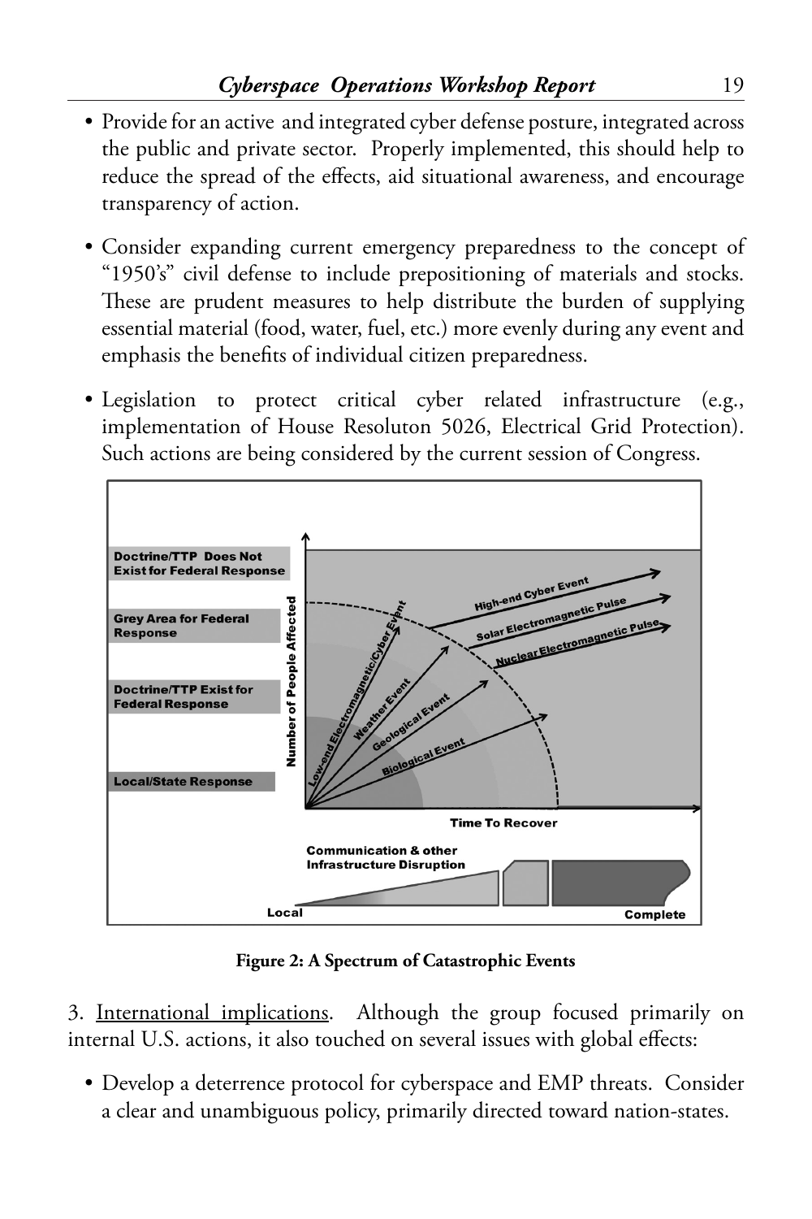- Provide for an active and integrated cyber defense posture, integrated across the public and private sector. Properly implemented, this should help to reduce the spread of the effects, aid situational awareness, and encourage transparency of action.

- Consider expanding current emergency preparedness to the concept of "1950's" civil defense to include prepositioning of materials and stocks. These are prudent measures to help distribute the burden of supplying essential material (food, water, fuel, etc.) more evenly during any event and emphasis the benefits of individual citizen preparedness.

- Legislation to protect critical cyber related infrastructure (e.g., implementation of House Resoluton 5026, Electrical Grid Protection). Such actions are being considered by the current session of Congress.

**Figure 2: A Spectrum of Catastrophic Events**

3. International implications. Although the group focused primarily on internal U.S. actions, it also touched on several issues with global effects:

- Develop a deterrence protocol for cyberspace and EMP threats. Consider a clear and unambiguous policy, primarily directed toward nation-states.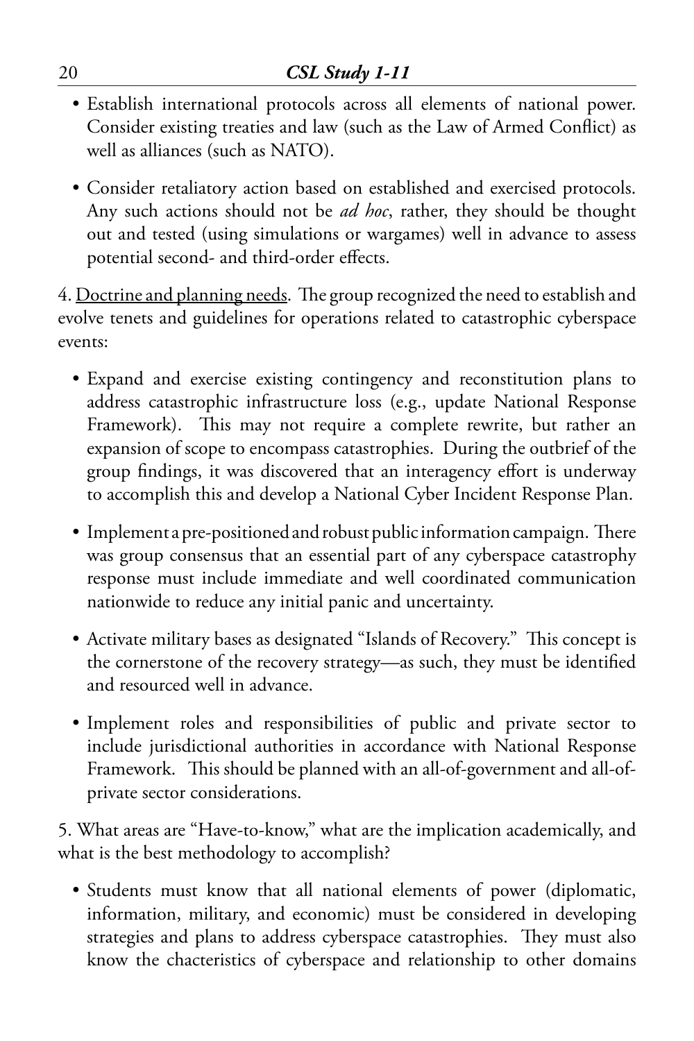- Establish international protocols across all elements of national power. Consider existing treaties and law (such as the Law of Armed Conflict) as well as alliances (such as NATO).

- Consider retaliatory action based on established and exercised protocols. Any such actions should not be *ad hoc*, rather, they should be thought out and tested (using simulations or wargames) well in advance to assess potential second- and third-order effects.

4. <u>Doctrine and planning needs</u>. The group recognized the need to establish and evolve tenets and guidelines for operations related to catastrophic cyberspace events:

- Expand and exercise existing contingency and reconstitution plans to address catastrophic infrastructure loss (e.g., update National Response Framework). This may not require a complete rewrite, but rather an expansion of scope to encompass catastrophies. During the outbrief of the group findings, it was discovered that an interagency effort is underway to accomplish this and develop a National Cyber Incident Response Plan.

- Implement a pre-positioned and robust public information campaign. There was group consensus that an essential part of any cyberspace catastrophy response must include immediate and well coordinated communication nationwide to reduce any initial panic and uncertainty.

- Activate military bases as designated "Islands of Recovery." This concept is the cornerstone of the recovery strategy—as such, they must be identified and resourced well in advance.

- Implement roles and responsibilities of public and private sector to include jurisdictional authorities in accordance with National Response Framework. This should be planned with an all-of-government and all-of-private sector considerations.

5. What areas are "Have-to-know," what are the implication academically, and what is the best methodology to accomplish?

- Students must know that all national elements of power (diplomatic, information, military, and economic) must be considered in developing strategies and plans to address cyberspace catastrophies. They must also know the chacteristics of cyberspace and relationship to other domains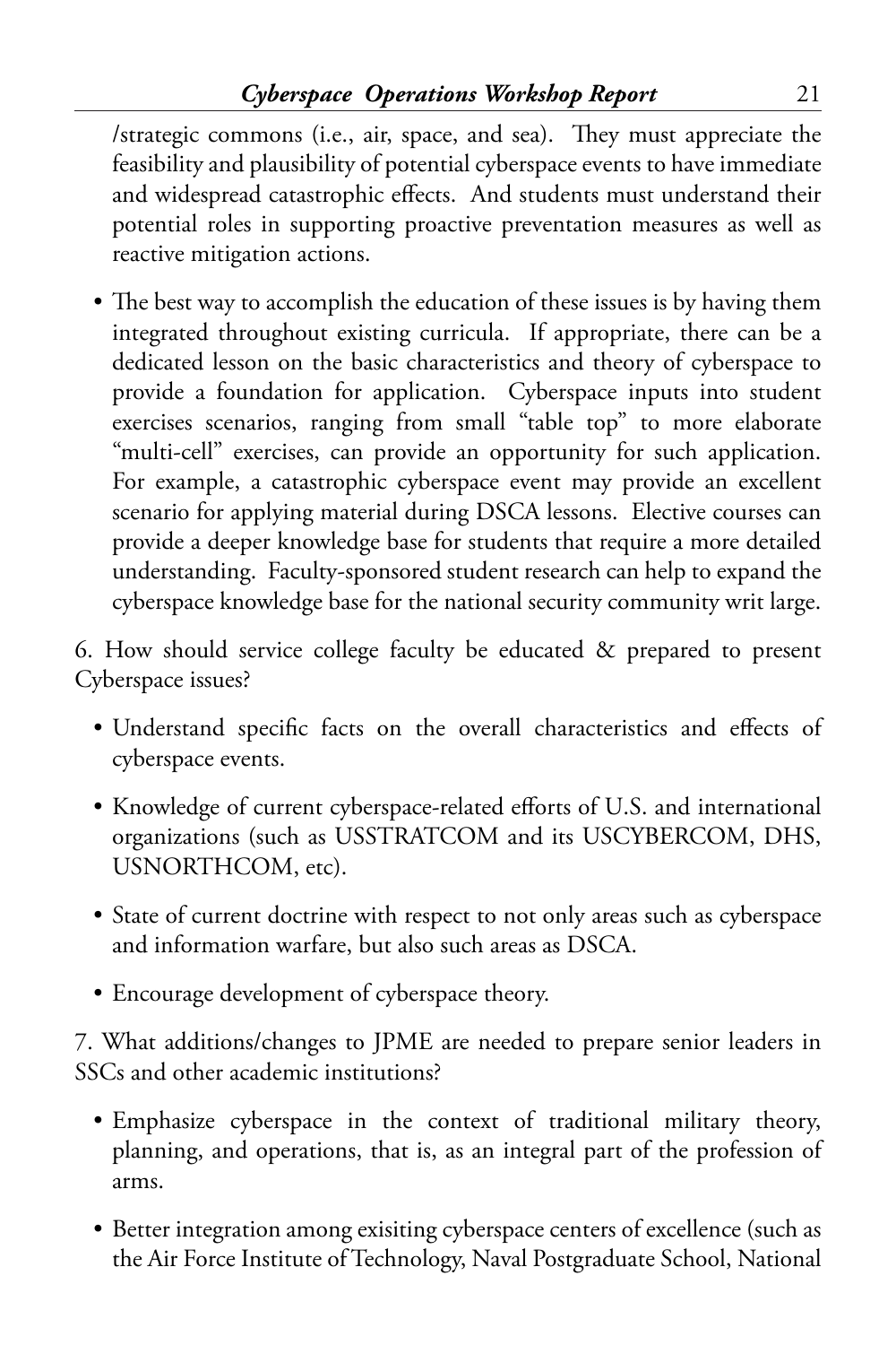/strategic commons (i.e., air, space, and sea). They must appreciate the feasibility and plausibility of potential cyberspace events to have immediate and widespread catastrophic effects. And students must understand their potential roles in supporting proactive preventation measures as well as reactive mitigation actions.

- The best way to accomplish the education of these issues is by having them integrated throughout existing curricula. If appropriate, there can be a dedicated lesson on the basic characteristics and theory of cyberspace to provide a foundation for application. Cyberspace inputs into student exercises scenarios, ranging from small "table top" to more elaborate "multi-cell" exercises, can provide an opportunity for such application. For example, a catastrophic cyberspace event may provide an excellent scenario for applying material during DSCA lessons. Elective courses can provide a deeper knowledge base for students that require a more detailed understanding. Faculty-sponsored student research can help to expand the cyberspace knowledge base for the national security community writ large.

6. How should service college faculty be educated & prepared to present Cyberspace issues?

- Understand specific facts on the overall characteristics and effects of cyberspace events.
- Knowledge of current cyberspace-related efforts of U.S. and international organizations (such as USSTRATCOM and its USCYBERCOM, DHS, USNORTHCOM, etc).
- State of current doctrine with respect to not only areas such as cyberspace and information warfare, but also such areas as DSCA.
- Encourage development of cyberspace theory.

7. What additions/changes to JPME are needed to prepare senior leaders in SSCs and other academic institutions?

- Emphasize cyberspace in the context of traditional military theory, planning, and operations, that is, as an integral part of the profession of arms.
- Better integration among exisiting cyberspace centers of excellence (such as the Air Force Institute of Technology, Naval Postgraduate School, National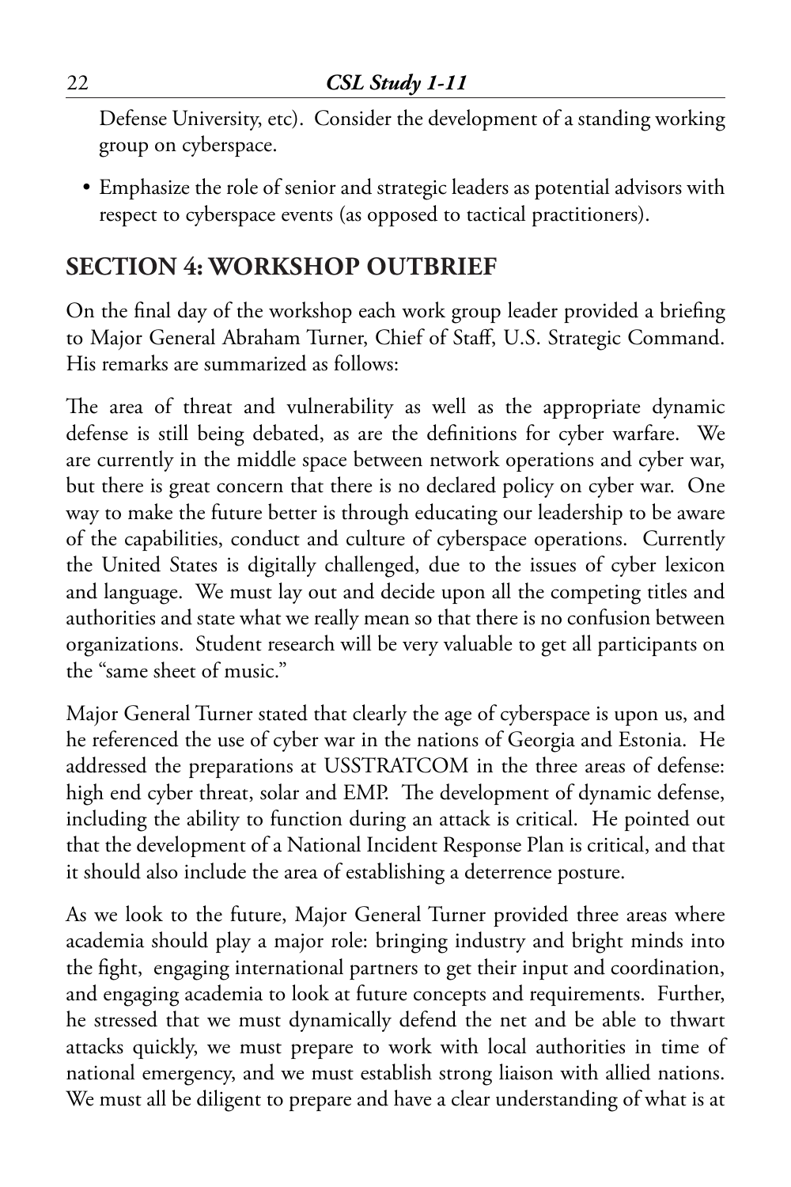Defense University, etc). Consider the development of a standing working group on cyberspace.

- Emphasize the role of senior and strategic leaders as potential advisors with respect to cyberspace events (as opposed to tactical practitioners).

## SECTION 4: WORKSHOP OUTBRIEF

On the final day of the workshop each work group leader provided a briefing to Major General Abraham Turner, Chief of Staff, U.S. Strategic Command. His remarks are summarized as follows:

The area of threat and vulnerability as well as the appropriate dynamic defense is still being debated, as are the definitions for cyber warfare. We are currently in the middle space between network operations and cyber war, but there is great concern that there is no declared policy on cyber war. One way to make the future better is through educating our leadership to be aware of the capabilities, conduct and culture of cyberspace operations. Currently the United States is digitally challenged, due to the issues of cyber lexicon and language. We must lay out and decide upon all the competing titles and authorities and state what we really mean so that there is no confusion between organizations. Student research will be very valuable to get all participants on the "same sheet of music."

Major General Turner stated that clearly the age of cyberspace is upon us, and he referenced the use of cyber war in the nations of Georgia and Estonia. He addressed the preparations at USSTRATCOM in the three areas of defense: high end cyber threat, solar and EMP. The development of dynamic defense, including the ability to function during an attack is critical. He pointed out that the development of a National Incident Response Plan is critical, and that it should also include the area of establishing a deterrence posture.

As we look to the future, Major General Turner provided three areas where academia should play a major role: bringing industry and bright minds into the fight, engaging international partners to get their input and coordination, and engaging academia to look at future concepts and requirements. Further, he stressed that we must dynamically defend the net and be able to thwart attacks quickly, we must prepare to work with local authorities in time of national emergency, and we must establish strong liaison with allied nations. We must all be diligent to prepare and have a clear understanding of what is at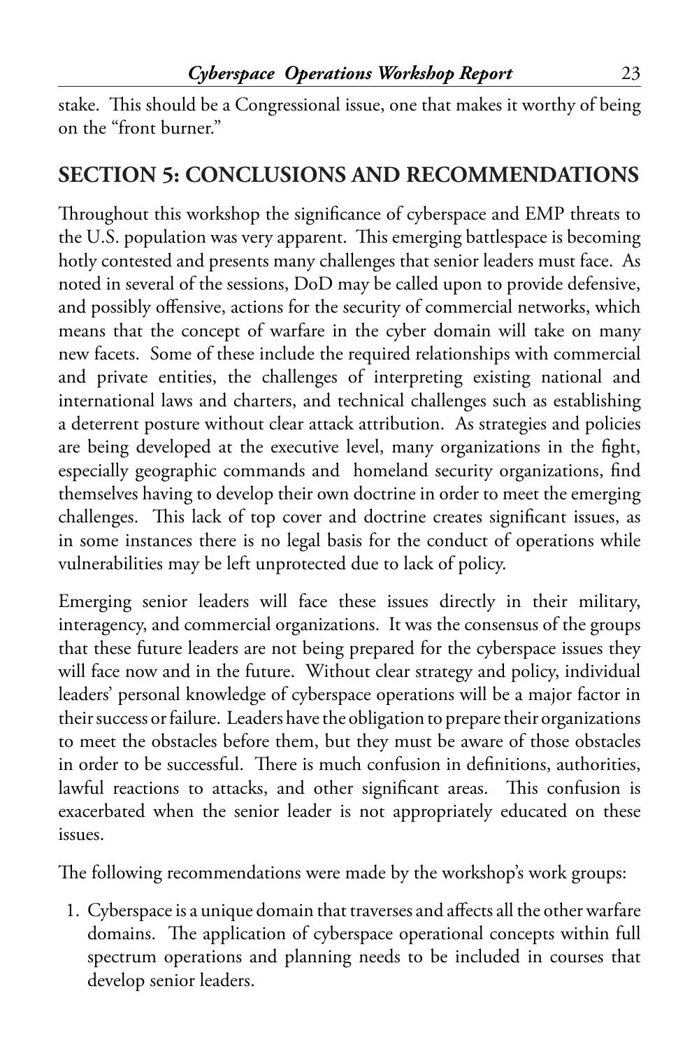stake. This should be a Congressional issue, one that makes it worthy of being on the "front burner."

## SECTION 5: CONCLUSIONS AND RECOMMENDATIONS

Throughout this workshop the significance of cyberspace and EMP threats to the U.S. population was very apparent. This emerging battlespace is becoming hotly contested and presents many challenges that senior leaders must face. As noted in several of the sessions, DoD may be called upon to provide defensive, and possibly offensive, actions for the security of commercial networks, which means that the concept of warfare in the cyber domain will take on many new facets. Some of these include the required relationships with commercial and private entities, the challenges of interpreting existing national and international laws and charters, and technical challenges such as establishing a deterrent posture without clear attack attribution. As strategies and policies are being developed at the executive level, many organizations in the fight, especially geographic commands and homeland security organizations, find themselves having to develop their own doctrine in order to meet the emerging challenges. This lack of top cover and doctrine creates significant issues, as in some instances there is no legal basis for the conduct of operations while vulnerabilities may be left unprotected due to lack of policy.

Emerging senior leaders will face these issues directly in their military, interagency, and commercial organizations. It was the consensus of the groups that these future leaders are not being prepared for the cyberspace issues they will face now and in the future. Without clear strategy and policy, individual leaders' personal knowledge of cyberspace operations will be a major factor in their success or failure. Leaders have the obligation to prepare their organizations to meet the obstacles before them, but they must be aware of those obstacles in order to be successful. There is much confusion in definitions, authorities, lawful reactions to attacks, and other significant areas. This confusion is exacerbated when the senior leader is not appropriately educated on these issues.

The following recommendations were made by the workshop's work groups:

1. Cyberspace is a unique domain that traverses and affects all the other warfare domains. The application of cyberspace operational concepts within full spectrum operations and planning needs to be included in courses that develop senior leaders.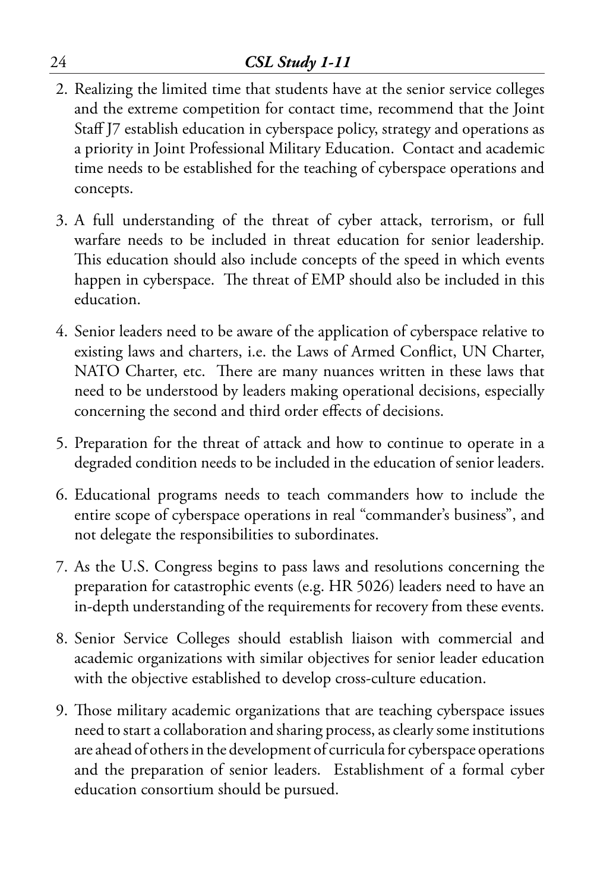2. Realizing the limited time that students have at the senior service colleges and the extreme competition for contact time, recommend that the Joint Staff J7 establish education in cyberspace policy, strategy and operations as a priority in Joint Professional Military Education. Contact and academic time needs to be established for the teaching of cyberspace operations and concepts.

3. A full understanding of the threat of cyber attack, terrorism, or full warfare needs to be included in threat education for senior leadership. This education should also include concepts of the speed in which events happen in cyberspace. The threat of EMP should also be included in this education.

4. Senior leaders need to be aware of the application of cyberspace relative to existing laws and charters, i.e. the Laws of Armed Conflict, UN Charter, NATO Charter, etc. There are many nuances written in these laws that need to be understood by leaders making operational decisions, especially concerning the second and third order effects of decisions.

5. Preparation for the threat of attack and how to continue to operate in a degraded condition needs to be included in the education of senior leaders.

6. Educational programs needs to teach commanders how to include the entire scope of cyberspace operations in real "commander's business", and not delegate the responsibilities to subordinates.

7. As the U.S. Congress begins to pass laws and resolutions concerning the preparation for catastrophic events (e.g. HR 5026) leaders need to have an in-depth understanding of the requirements for recovery from these events.

8. Senior Service Colleges should establish liaison with commercial and academic organizations with similar objectives for senior leader education with the objective established to develop cross-culture education.

9. Those military academic organizations that are teaching cyberspace issues need to start a collaboration and sharing process, as clearly some institutions are ahead of others in the development of curricula for cyberspace operations and the preparation of senior leaders. Establishment of a formal cyber education consortium should be pursued.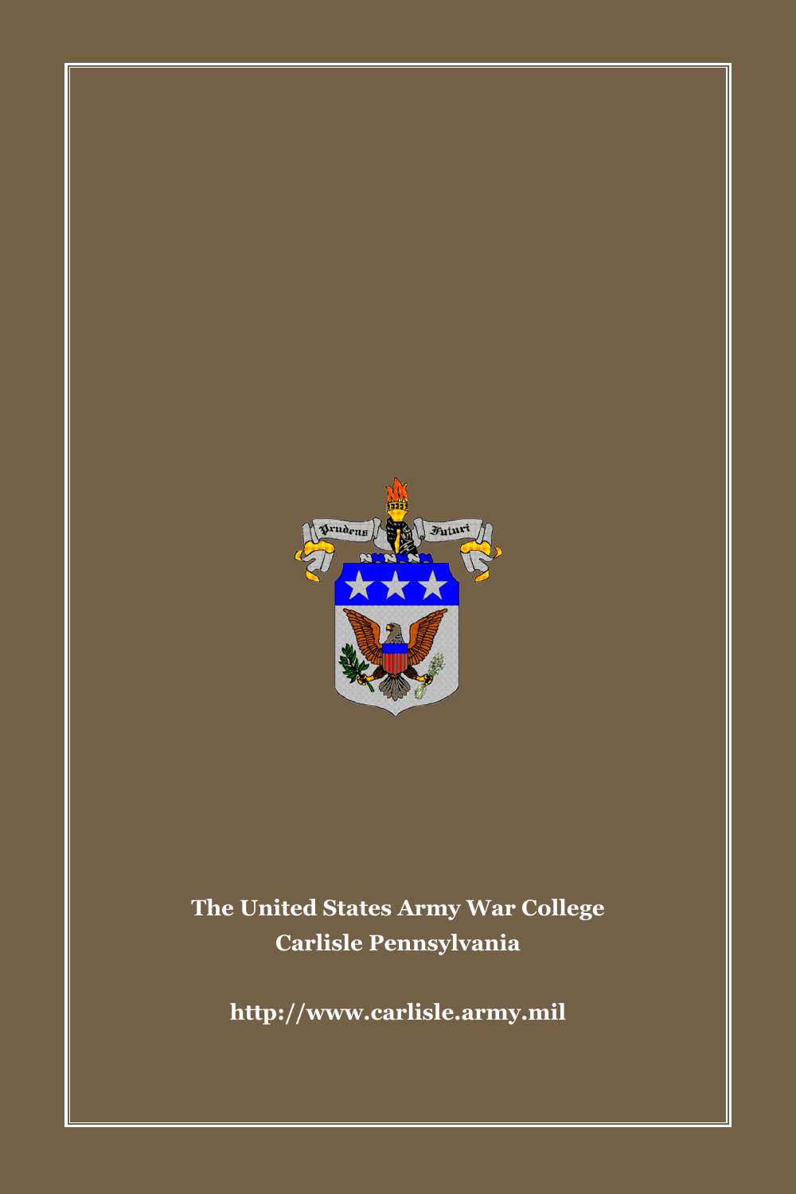**The United States Army War College**
**Carlisle Pennsylvania**

**http://www.carlisle.army.mil**